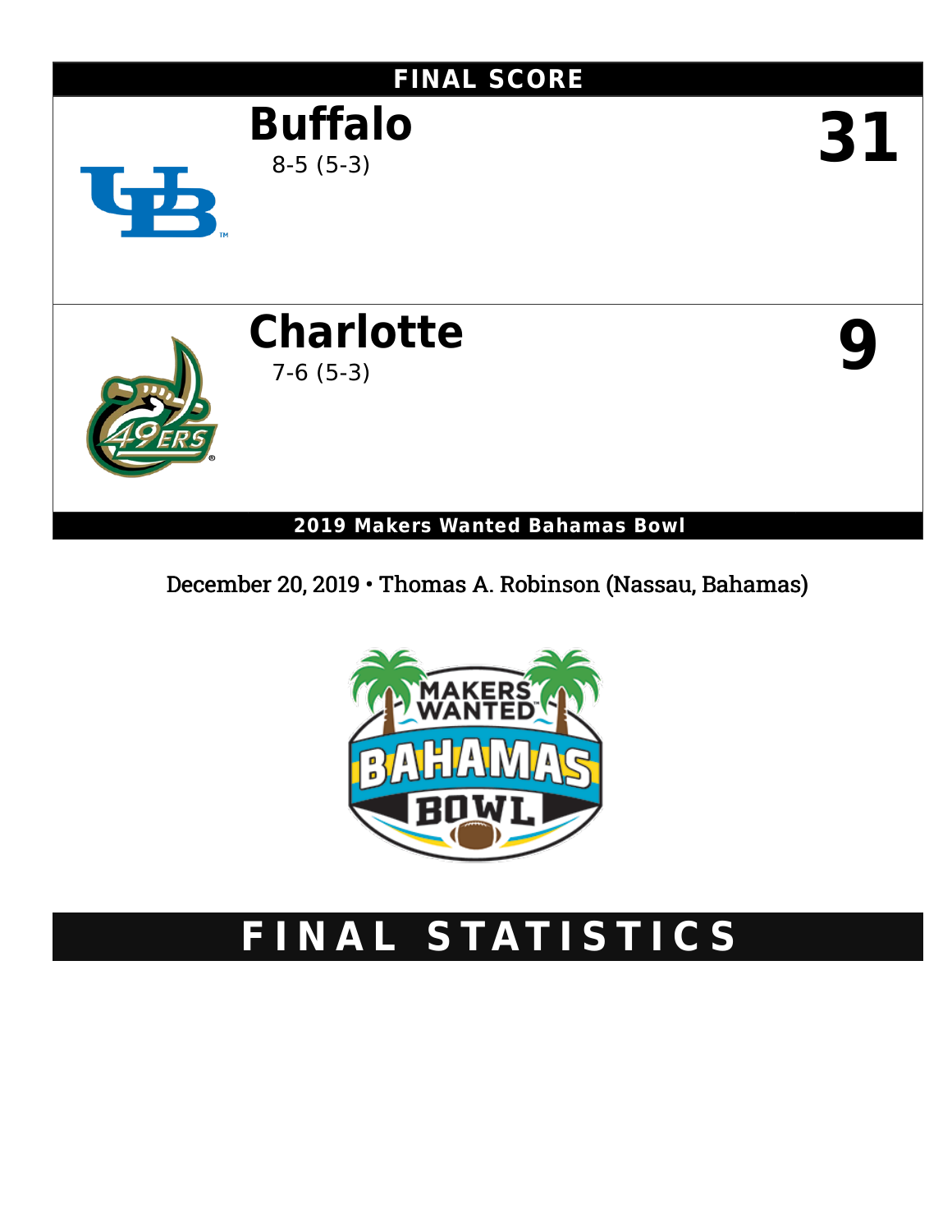# FINAL SCORE

| Team | Record | Score |
|---|---|---|
| **Buffalo** | 8-5 (5-3) | **31** |
| **Charlotte** | 7-6 (5-3) | **9** |

**2019 Makers Wanted Bahamas Bowl**

December 20, 2019 • Thomas A. Robinson (Nassau, Bahamas)

# FINAL STATISTICS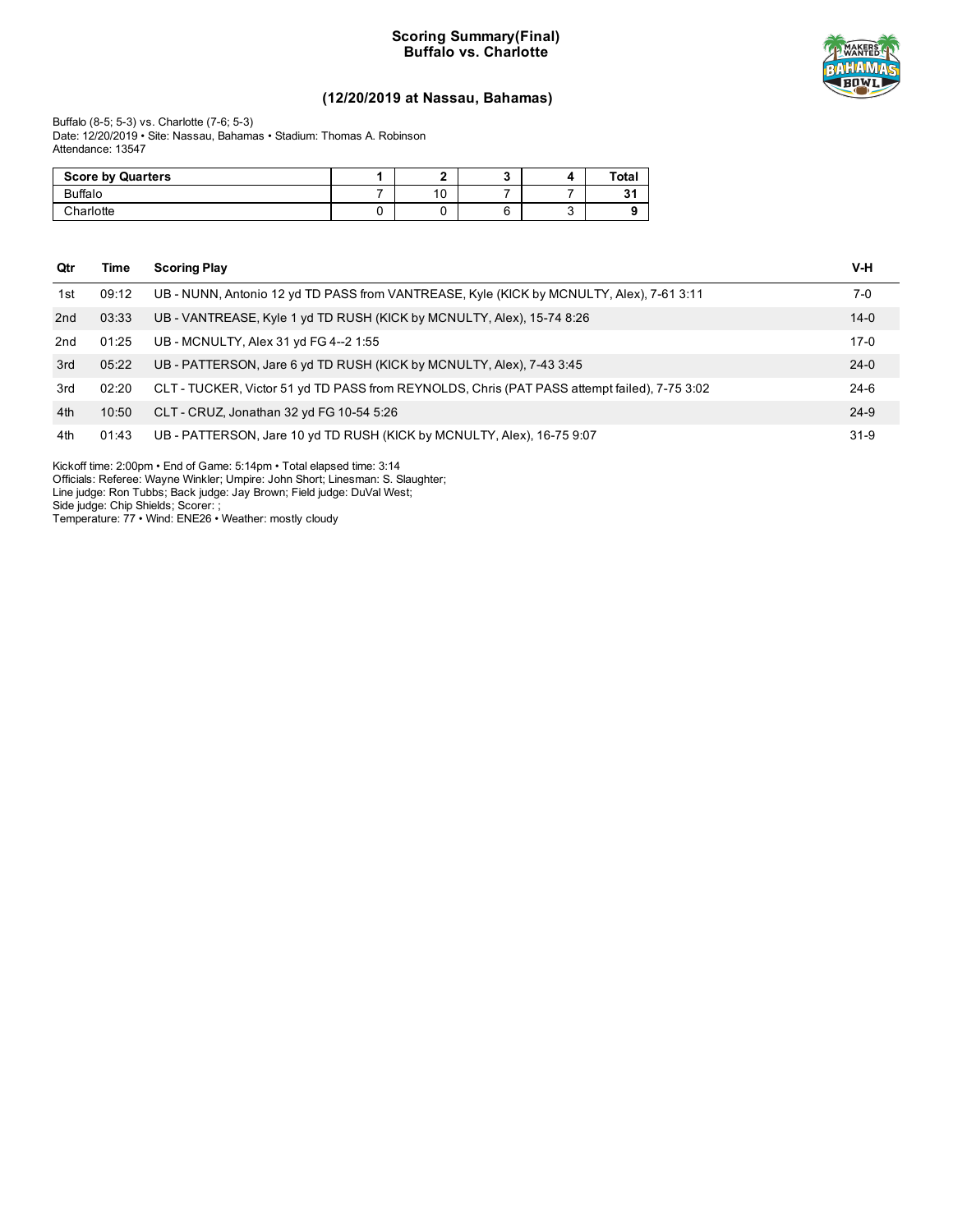# Scoring Summary(Final)
## Buffalo vs. Charlotte

### (12/20/2019 at Nassau, Bahamas)

Buffalo (8-5; 5-3) vs. Charlotte (7-6; 5-3)
Date: 12/20/2019 • Site: Nassau, Bahamas • Stadium: Thomas A. Robinson
Attendance: 13547

| Score by Quarters | 1 | 2 | 3 | 4 | Total |
|---|---|---|---|---|---|
| Buffalo | 7 | 10 | 7 | 7 | **31** |
| Charlotte | 0 | 0 | 6 | 3 | **9** |

| Qtr | Time | Scoring Play | V-H |
|---|---|---|---|
| 1st | 09:12 | UB - NUNN, Antonio 12 yd TD PASS from VANTREASE, Kyle (KICK by MCNULTY, Alex), 7-61 3:11 | 7-0 |
| 2nd | 03:33 | UB - VANTREASE, Kyle 1 yd TD RUSH (KICK by MCNULTY, Alex), 15-74 8:26 | 14-0 |
| 2nd | 01:25 | UB - MCNULTY, Alex 31 yd FG 4--2 1:55 | 17-0 |
| 3rd | 05:22 | UB - PATTERSON, Jare 6 yd TD RUSH (KICK by MCNULTY, Alex), 7-43 3:45 | 24-0 |
| 3rd | 02:20 | CLT - TUCKER, Victor 51 yd TD PASS from REYNOLDS, Chris (PAT PASS attempt failed), 7-75 3:02 | 24-6 |
| 4th | 10:50 | CLT - CRUZ, Jonathan 32 yd FG 10-54 5:26 | 24-9 |
| 4th | 01:43 | UB - PATTERSON, Jare 10 yd TD RUSH (KICK by MCNULTY, Alex), 16-75 9:07 | 31-9 |

Kickoff time: 2:00pm • End of Game: 5:14pm • Total elapsed time: 3:14
Officials: Referee: Wayne Winkler; Umpire: John Short; Linesman: S. Slaughter;
Line judge: Ron Tubbs; Back judge: Jay Brown; Field judge: DuVal West;
Side judge: Chip Shields; Scorer: ;
Temperature: 77 • Wind: ENE26 • Weather: mostly cloudy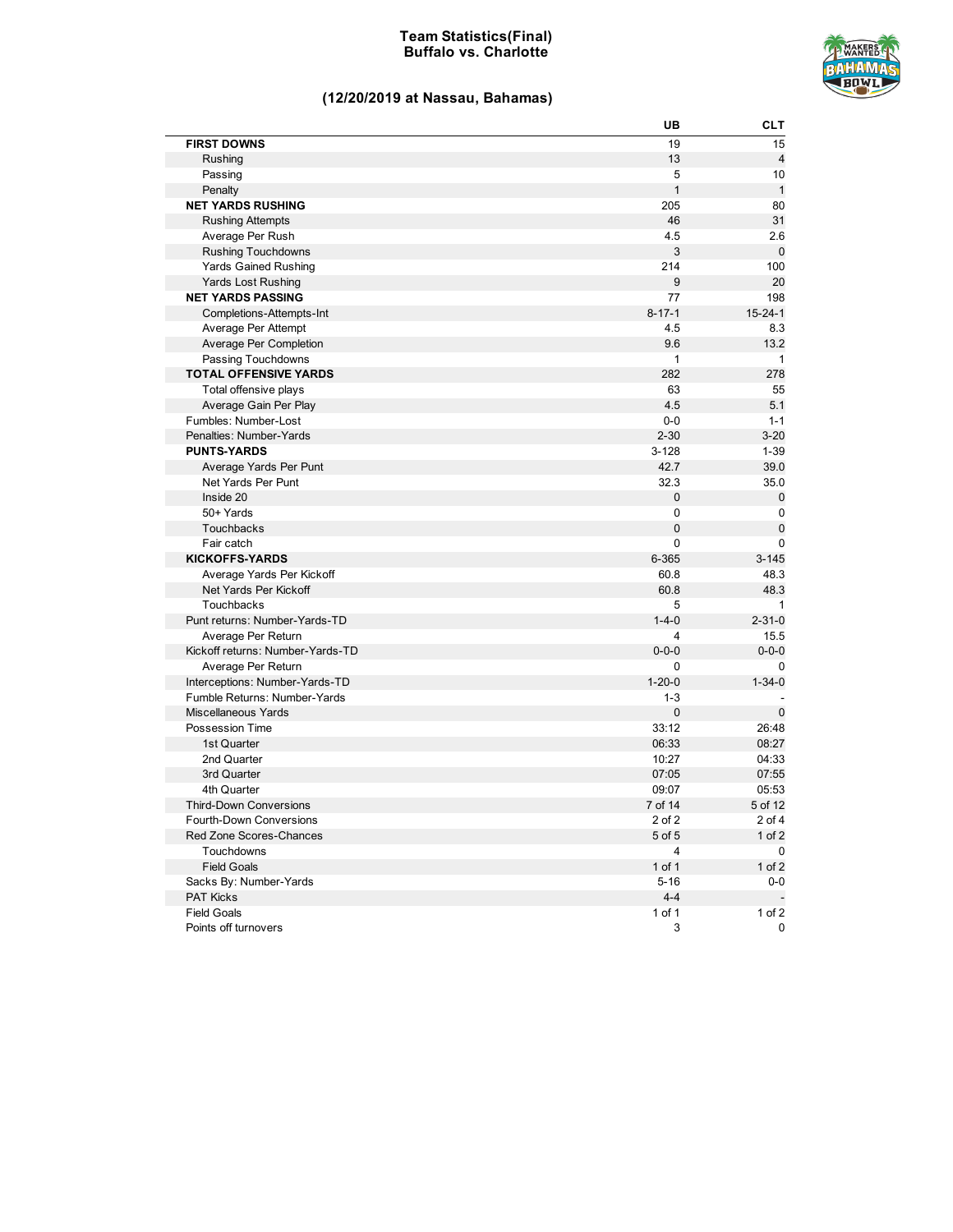# Team Statistics(Final)
## Buffalo vs. Charlotte

### (12/20/2019 at Nassau, Bahamas)

| | UB | CLT |
|---|---|---|
| **FIRST DOWNS** | 19 | 15 |
| Rushing | 13 | 4 |
| Passing | 5 | 10 |
| Penalty | 1 | 1 |
| **NET YARDS RUSHING** | 205 | 80 |
| Rushing Attempts | 46 | 31 |
| Average Per Rush | 4.5 | 2.6 |
| Rushing Touchdowns | 3 | 0 |
| Yards Gained Rushing | 214 | 100 |
| Yards Lost Rushing | 9 | 20 |
| **NET YARDS PASSING** | 77 | 198 |
| Completions-Attempts-Int | 8-17-1 | 15-24-1 |
| Average Per Attempt | 4.5 | 8.3 |
| Average Per Completion | 9.6 | 13.2 |
| Passing Touchdowns | 1 | 1 |
| **TOTAL OFFENSIVE YARDS** | 282 | 278 |
| Total offensive plays | 63 | 55 |
| Average Gain Per Play | 4.5 | 5.1 |
| Fumbles: Number-Lost | 0-0 | 1-1 |
| Penalties: Number-Yards | 2-30 | 3-20 |
| **PUNTS-YARDS** | 3-128 | 1-39 |
| Average Yards Per Punt | 42.7 | 39.0 |
| Net Yards Per Punt | 32.3 | 35.0 |
| Inside 20 | 0 | 0 |
| 50+ Yards | 0 | 0 |
| Touchbacks | 0 | 0 |
| Fair catch | 0 | 0 |
| **KICKOFFS-YARDS** | 6-365 | 3-145 |
| Average Yards Per Kickoff | 60.8 | 48.3 |
| Net Yards Per Kickoff | 60.8 | 48.3 |
| Touchbacks | 5 | 1 |
| Punt returns: Number-Yards-TD | 1-4-0 | 2-31-0 |
| Average Per Return | 4 | 15.5 |
| Kickoff returns: Number-Yards-TD | 0-0-0 | 0-0-0 |
| Average Per Return | 0 | 0 |
| Interceptions: Number-Yards-TD | 1-20-0 | 1-34-0 |
| Fumble Returns: Number-Yards | 1-3 | - |
| Miscellaneous Yards | 0 | 0 |
| Possession Time | 33:12 | 26:48 |
| 1st Quarter | 06:33 | 08:27 |
| 2nd Quarter | 10:27 | 04:33 |
| 3rd Quarter | 07:05 | 07:55 |
| 4th Quarter | 09:07 | 05:53 |
| Third-Down Conversions | 7 of 14 | 5 of 12 |
| Fourth-Down Conversions | 2 of 2 | 2 of 4 |
| Red Zone Scores-Chances | 5 of 5 | 1 of 2 |
| Touchdowns | 4 | 0 |
| Field Goals | 1 of 1 | 1 of 2 |
| Sacks By: Number-Yards | 5-16 | 0-0 |
| PAT Kicks | 4-4 | - |
| Field Goals | 1 of 1 | 1 of 2 |
| Points off turnovers | 3 | 0 |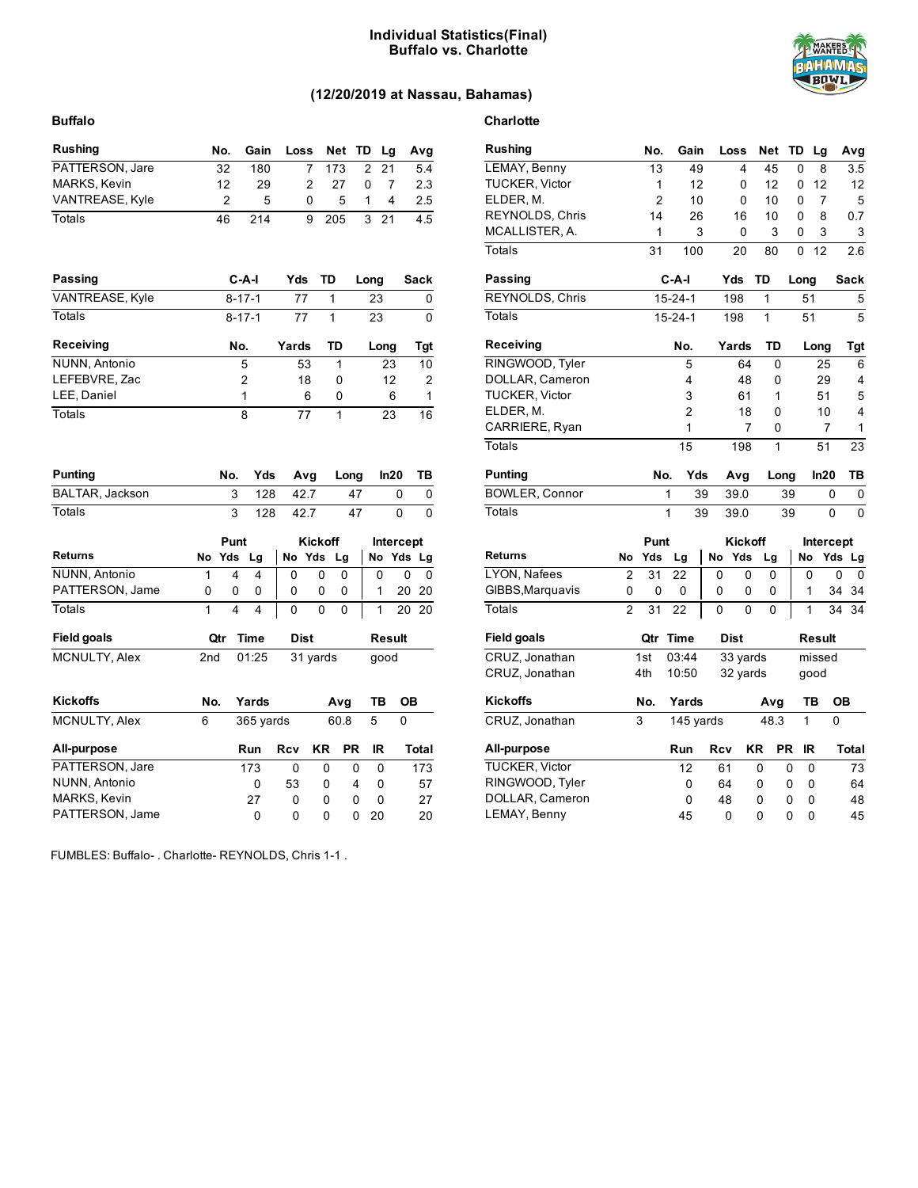# Individual Statistics(Final)
## Buffalo vs. Charlotte

### (12/20/2019 at Nassau, Bahamas)

## Buffalo

| Rushing | No. | Gain | Loss | Net | TD | Lg | Avg |
|---|---|---|---|---|---|---|---|
| PATTERSON, Jare | 32 | 180 | 7 | 173 | 2 | 21 | 5.4 |
| MARKS, Kevin | 12 | 29 | 2 | 27 | 0 | 7 | 2.3 |
| VANTREASE, Kyle | 2 | 5 | 0 | 5 | 1 | 4 | 2.5 |
| Totals | 46 | 214 | 9 | 205 | 3 | 21 | 4.5 |

| Passing | C-A-I | Yds | TD | Long | Sack |
|---|---|---|---|---|---|
| VANTREASE, Kyle | 8-17-1 | 77 | 1 | 23 | 0 |
| Totals | 8-17-1 | 77 | 1 | 23 | 0 |

| Receiving | No. | Yards | TD | Long | Tgt |
|---|---|---|---|---|---|
| NUNN, Antonio | 5 | 53 | 1 | 23 | 10 |
| LEFEBVRE, Zac | 2 | 18 | 0 | 12 | 2 |
| LEE, Daniel | 1 | 6 | 0 | 6 | 1 |
| Totals | 8 | 77 | 1 | 23 | 16 |

| Punting | No. | Yds | Avg | Long | In20 | TB |
|---|---|---|---|---|---|---|
| BALTAR, Jackson | 3 | 128 | 42.7 | 47 | 0 | 0 |
| Totals | 3 | 128 | 42.7 | 47 | 0 | 0 |

| Returns | Punt | | | Kickoff | | | Intercept | | |
|---|---|---|---|---|---|---|---|---|---|
| | No | Yds | Lg | No | Yds | Lg | No | Yds | Lg |
| NUNN, Antonio | 1 | 4 | 4 | 0 | 0 | 0 | 0 | 0 | 0 |
| PATTERSON, Jame | 0 | 0 | 0 | 0 | 0 | 0 | 1 | 20 | 20 |
| Totals | 1 | 4 | 4 | 0 | 0 | 0 | 1 | 20 | 20 |

| Field goals | Qtr | Time | Dist | Result |
|---|---|---|---|---|
| MCNULTY, Alex | 2nd | 01:25 | 31 yards | good |

| Kickoffs | No. | Yards | Avg | TB | OB |
|---|---|---|---|---|---|
| MCNULTY, Alex | 6 | 365 yards | 60.8 | 5 | 0 |

| All-purpose | Run | Rcv | KR | PR | IR | Total |
|---|---|---|---|---|---|---|
| PATTERSON, Jare | 173 | 0 | 0 | 0 | 0 | 173 |
| NUNN, Antonio | 0 | 53 | 0 | 4 | 0 | 57 |
| MARKS, Kevin | 27 | 0 | 0 | 0 | 0 | 27 |
| PATTERSON, Jame | 0 | 0 | 0 | 0 | 20 | 20 |

## Charlotte

| Rushing | No. | Gain | Loss | Net | TD | Lg | Avg |
|---|---|---|---|---|---|---|---|
| LEMAY, Benny | 13 | 49 | 4 | 45 | 0 | 8 | 3.5 |
| TUCKER, Victor | 1 | 12 | 0 | 12 | 0 | 12 | 12 |
| ELDER, M. | 2 | 10 | 0 | 10 | 0 | 7 | 5 |
| REYNOLDS, Chris | 14 | 26 | 16 | 10 | 0 | 8 | 0.7 |
| MCALLISTER, A. | 1 | 3 | 0 | 3 | 0 | 3 | 3 |
| Totals | 31 | 100 | 20 | 80 | 0 | 12 | 2.6 |

| Passing | C-A-I | Yds | TD | Long | Sack |
|---|---|---|---|---|---|
| REYNOLDS, Chris | 15-24-1 | 198 | 1 | 51 | 5 |
| Totals | 15-24-1 | 198 | 1 | 51 | 5 |

| Receiving | No. | Yards | TD | Long | Tgt |
|---|---|---|---|---|---|
| RINGWOOD, Tyler | 5 | 64 | 0 | 25 | 6 |
| DOLLAR, Cameron | 4 | 48 | 0 | 29 | 4 |
| TUCKER, Victor | 3 | 61 | 1 | 51 | 5 |
| ELDER, M. | 2 | 18 | 0 | 10 | 4 |
| CARRIERE, Ryan | 1 | 7 | 0 | 7 | 1 |
| Totals | 15 | 198 | 1 | 51 | 23 |

| Punting | No. | Yds | Avg | Long | In20 | TB |
|---|---|---|---|---|---|---|
| BOWLER, Connor | 1 | 39 | 39.0 | 39 | 0 | 0 |
| Totals | 1 | 39 | 39.0 | 39 | 0 | 0 |

| Returns | Punt | | | Kickoff | | | Intercept | | |
|---|---|---|---|---|---|---|---|---|---|
| | No | Yds | Lg | No | Yds | Lg | No | Yds | Lg |
| LYON, Nafees | 2 | 31 | 22 | 0 | 0 | 0 | 0 | 0 | 0 |
| GIBBS,Marquavis | 0 | 0 | 0 | 0 | 0 | 0 | 1 | 34 | 34 |
| Totals | 2 | 31 | 22 | 0 | 0 | 0 | 1 | 34 | 34 |

| Field goals | Qtr | Time | Dist | Result |
|---|---|---|---|---|
| CRUZ, Jonathan | 1st | 03:44 | 33 yards | missed |
| CRUZ, Jonathan | 4th | 10:50 | 32 yards | good |

| Kickoffs | No. | Yards | Avg | TB | OB |
|---|---|---|---|---|---|
| CRUZ, Jonathan | 3 | 145 yards | 48.3 | 1 | 0 |

| All-purpose | Run | Rcv | KR | PR | IR | Total |
|---|---|---|---|---|---|---|
| TUCKER, Victor | 12 | 61 | 0 | 0 | 0 | 73 |
| RINGWOOD, Tyler | 0 | 64 | 0 | 0 | 0 | 64 |
| DOLLAR, Cameron | 0 | 48 | 0 | 0 | 0 | 48 |
| LEMAY, Benny | 45 | 0 | 0 | 0 | 0 | 45 |

FUMBLES: Buffalo- . Charlotte- REYNOLDS, Chris 1-1 .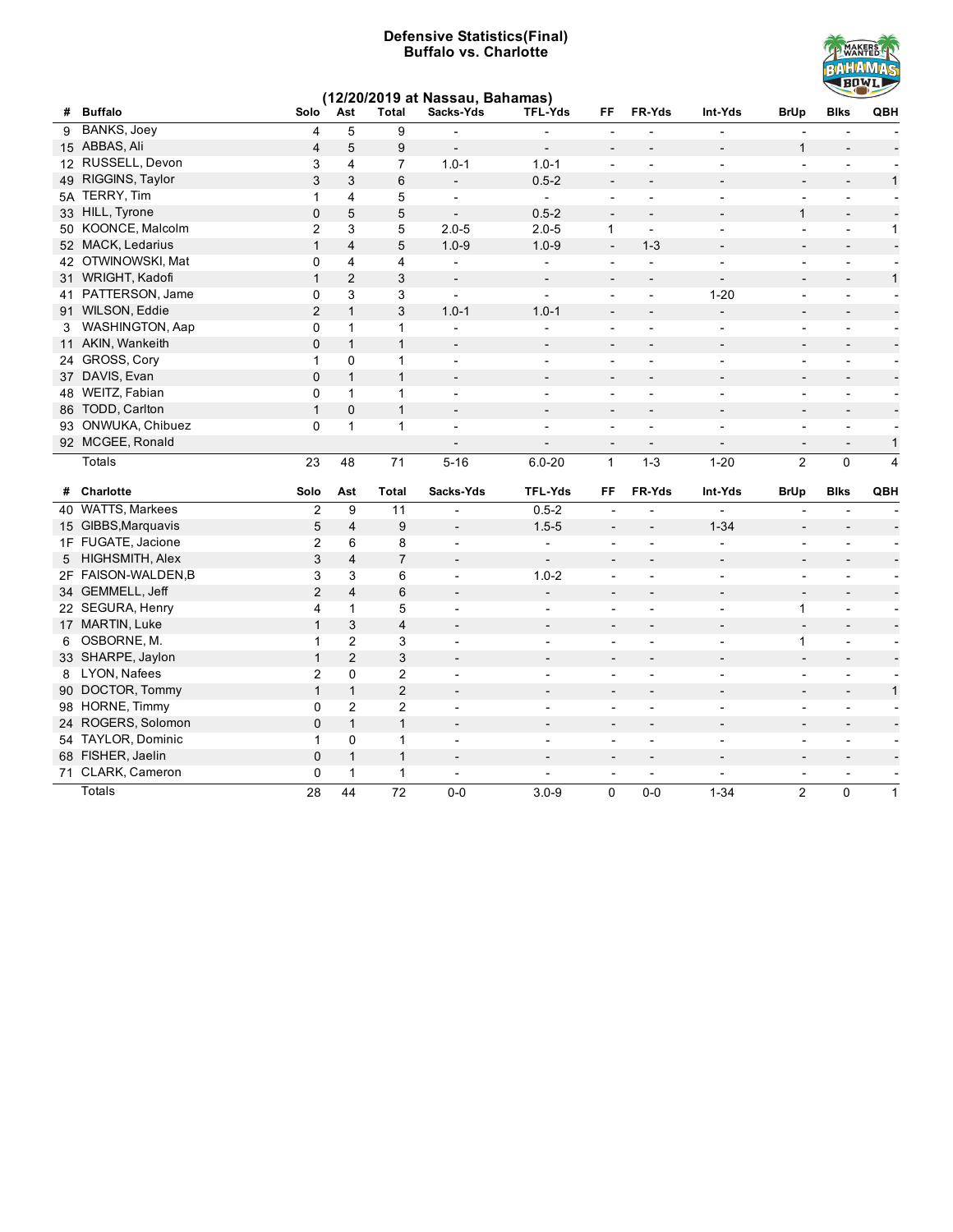# Defensive Statistics(Final)
## Buffalo vs. Charlotte

### (12/20/2019 at Nassau, Bahamas)

| # | Buffalo | Solo | Ast | Total | Sacks-Yds | TFL-Yds | FF | FR-Yds | Int-Yds | BrUp | Blks | QBH |
|---|---|---|---|---|---|---|---|---|---|---|---|---|
| 9 | BANKS, Joey | 4 | 5 | 9 | - | - | - | - | - | - | - | - |
| 15 | ABBAS, Ali | 4 | 5 | 9 | - | - | - | - | - | 1 | - | - |
| 12 | RUSSELL, Devon | 3 | 4 | 7 | 1.0-1 | 1.0-1 | - | - | - | - | - | - |
| 49 | RIGGINS, Taylor | 3 | 3 | 6 | - | 0.5-2 | - | - | - | - | - | 1 |
| 5A | TERRY, Tim | 1 | 4 | 5 | - | - | - | - | - | - | - | - |
| 33 | HILL, Tyrone | 0 | 5 | 5 | - | 0.5-2 | - | - | - | 1 | - | - |
| 50 | KOONCE, Malcolm | 2 | 3 | 5 | 2.0-5 | 2.0-5 | 1 | - | - | - | - | 1 |
| 52 | MACK, Ledarius | 1 | 4 | 5 | 1.0-9 | 1.0-9 | - | 1-3 | - | - | - | - |
| 42 | OTWINOWSKI, Mat | 0 | 4 | 4 | - | - | - | - | - | - | - | - |
| 31 | WRIGHT, Kadofi | 1 | 2 | 3 | - | - | - | - | - | - | - | 1 |
| 41 | PATTERSON, Jame | 0 | 3 | 3 | - | - | - | - | 1-20 | - | - | - |
| 91 | WILSON, Eddie | 2 | 1 | 3 | 1.0-1 | 1.0-1 | - | - | - | - | - | - |
| 3 | WASHINGTON, Aap | 0 | 1 | 1 | - | - | - | - | - | - | - | - |
| 11 | AKIN, Wankeith | 0 | 1 | 1 | - | - | - | - | - | - | - | - |
| 24 | GROSS, Cory | 1 | 0 | 1 | - | - | - | - | - | - | - | - |
| 37 | DAVIS, Evan | 0 | 1 | 1 | - | - | - | - | - | - | - | - |
| 48 | WEITZ, Fabian | 0 | 1 | 1 | - | - | - | - | - | - | - | - |
| 86 | TODD, Carlton | 1 | 0 | 1 | - | - | - | - | - | - | - | - |
| 93 | ONWUKA, Chibuez | 0 | 1 | 1 | - | - | - | - | - | - | - | - |
| 92 | MCGEE, Ronald | | | | - | - | - | - | - | - | - | 1 |
| | Totals | 23 | 48 | 71 | 5-16 | 6.0-20 | 1 | 1-3 | 1-20 | 2 | 0 | 4 |

| # | Charlotte | Solo | Ast | Total | Sacks-Yds | TFL-Yds | FF | FR-Yds | Int-Yds | BrUp | Blks | QBH |
|---|---|---|---|---|---|---|---|---|---|---|---|---|
| 40 | WATTS, Markees | 2 | 9 | 11 | - | 0.5-2 | - | - | - | - | - | - |
| 15 | GIBBS,Marquavis | 5 | 4 | 9 | - | 1.5-5 | - | - | 1-34 | - | - | - |
| 1F | FUGATE, Jacione | 2 | 6 | 8 | - | - | - | - | - | - | - | - |
| 5 | HIGHSMITH, Alex | 3 | 4 | 7 | - | - | - | - | - | - | - | - |
| 2F | FAISON-WALDEN,B | 3 | 3 | 6 | - | 1.0-2 | - | - | - | - | - | - |
| 34 | GEMMELL, Jeff | 2 | 4 | 6 | - | - | - | - | - | - | - | - |
| 22 | SEGURA, Henry | 4 | 1 | 5 | - | - | - | - | - | 1 | - | - |
| 17 | MARTIN, Luke | 1 | 3 | 4 | - | - | - | - | - | - | - | - |
| 6 | OSBORNE, M. | 1 | 2 | 3 | - | - | - | - | - | 1 | - | - |
| 33 | SHARPE, Jaylon | 1 | 2 | 3 | - | - | - | - | - | - | - | - |
| 8 | LYON, Nafees | 2 | 0 | 2 | - | - | - | - | - | - | - | - |
| 90 | DOCTOR, Tommy | 1 | 1 | 2 | - | - | - | - | - | - | - | 1 |
| 98 | HORNE, Timmy | 0 | 2 | 2 | - | - | - | - | - | - | - | - |
| 24 | ROGERS, Solomon | 0 | 1 | 1 | - | - | - | - | - | - | - | - |
| 54 | TAYLOR, Dominic | 1 | 0 | 1 | - | - | - | - | - | - | - | - |
| 68 | FISHER, Jaelin | 0 | 1 | 1 | - | - | - | - | - | - | - | - |
| 71 | CLARK, Cameron | 0 | 1 | 1 | - | - | - | - | - | - | - | - |
| | Totals | 28 | 44 | 72 | 0-0 | 3.0-9 | 0 | 0-0 | 1-34 | 2 | 0 | 1 |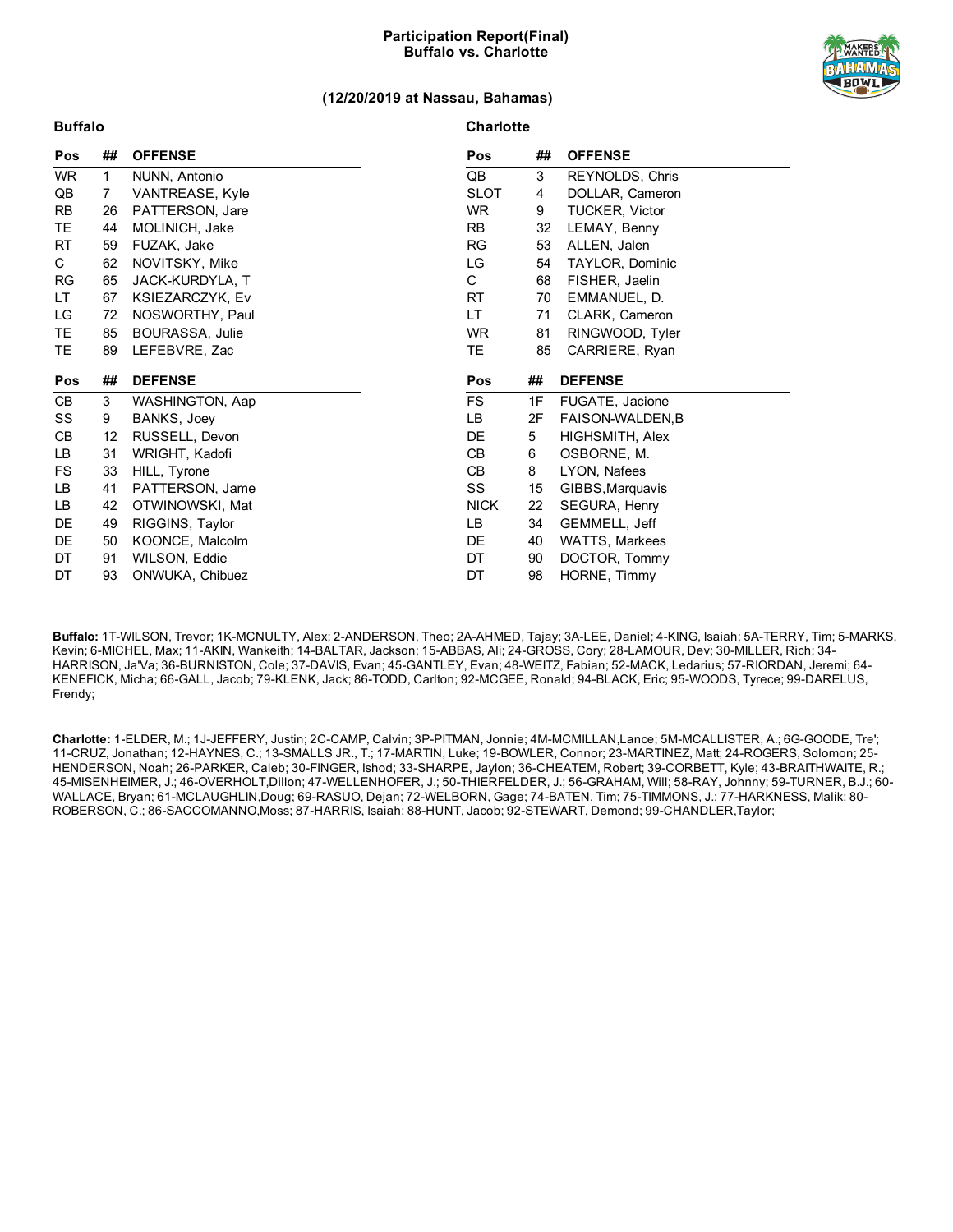# Participation Report(Final)
## Buffalo vs. Charlotte

**(12/20/2019 at Nassau, Bahamas)**

### Buffalo

| Pos | ## | OFFENSE |
|---|---|---|
| WR | 1 | NUNN, Antonio |
| QB | 7 | VANTREASE, Kyle |
| RB | 26 | PATTERSON, Jare |
| TE | 44 | MOLINICH, Jake |
| RT | 59 | FUZAK, Jake |
| C | 62 | NOVITSKY, Mike |
| RG | 65 | JACK-KURDYLA, T |
| LT | 67 | KSIEZARCZYK, Ev |
| LG | 72 | NOSWORTHY, Paul |
| TE | 85 | BOURASSA, Julie |
| TE | 89 | LEFEBVRE, Zac |

| Pos | ## | DEFENSE |
|---|---|---|
| CB | 3 | WASHINGTON, Aap |
| SS | 9 | BANKS, Joey |
| CB | 12 | RUSSELL, Devon |
| LB | 31 | WRIGHT, Kadofi |
| FS | 33 | HILL, Tyrone |
| LB | 41 | PATTERSON, Jame |
| LB | 42 | OTWINOWSKI, Mat |
| DE | 49 | RIGGINS, Taylor |
| DE | 50 | KOONCE, Malcolm |
| DT | 91 | WILSON, Eddie |
| DT | 93 | ONWUKA, Chibuez |

### Charlotte

| Pos | ## | OFFENSE |
|---|---|---|
| QB | 3 | REYNOLDS, Chris |
| SLOT | 4 | DOLLAR, Cameron |
| WR | 9 | TUCKER, Victor |
| RB | 32 | LEMAY, Benny |
| RG | 53 | ALLEN, Jalen |
| LG | 54 | TAYLOR, Dominic |
| C | 68 | FISHER, Jaelin |
| RT | 70 | EMMANUEL, D. |
| LT | 71 | CLARK, Cameron |
| WR | 81 | RINGWOOD, Tyler |
| TE | 85 | CARRIERE, Ryan |

| Pos | ## | DEFENSE |
|---|---|---|
| FS | 1F | FUGATE, Jacione |
| LB | 2F | FAISON-WALDEN,B |
| DE | 5 | HIGHSMITH, Alex |
| CB | 6 | OSBORNE, M. |
| CB | 8 | LYON, Nafees |
| SS | 15 | GIBBS,Marquavis |
| NICK | 22 | SEGURA, Henry |
| LB | 34 | GEMMELL, Jeff |
| DE | 40 | WATTS, Markees |
| DT | 90 | DOCTOR, Tommy |
| DT | 98 | HORNE, Timmy |

**Buffalo:** 1T-WILSON, Trevor; 1K-MCNULTY, Alex; 2-ANDERSON, Theo; 2A-AHMED, Tajay; 3A-LEE, Daniel; 4-KING, Isaiah; 5A-TERRY, Tim; 5-MARKS, Kevin; 6-MICHEL, Max; 11-AKIN, Wankeith; 14-BALTAR, Jackson; 15-ABBAS, Ali; 24-GROSS, Cory; 28-LAMOUR, Dev; 30-MILLER, Rich; 34-HARRISON, Ja'Va; 36-BURNISTON, Cole; 37-DAVIS, Evan; 45-GANTLEY, Evan; 48-WEITZ, Fabian; 52-MACK, Ledarius; 57-RIORDAN, Jeremi; 64-KENEFICK, Micha; 66-GALL, Jacob; 79-KLENK, Jack; 86-TODD, Carlton; 92-MCGEE, Ronald; 94-BLACK, Eric; 95-WOODS, Tyrece; 99-DARELUS, Frendy;

**Charlotte:** 1-ELDER, M.; 1J-JEFFERY, Justin; 2C-CAMP, Calvin; 3P-PITMAN, Jonnie; 4M-MCMILLAN,Lance; 5M-MCALLISTER, A.; 6G-GOODE, Tre'; 11-CRUZ, Jonathan; 12-HAYNES, C.; 13-SMALLS JR., T.; 17-MARTIN, Luke; 19-BOWLER, Connor; 23-MARTINEZ, Matt; 24-ROGERS, Solomon; 25-HENDERSON, Noah; 26-PARKER, Caleb; 30-FINGER, Ishod; 33-SHARPE, Jaylon; 36-CHEATEM, Robert; 39-CORBETT, Kyle; 43-BRAITHWAITE, R.; 45-MISENHEIMER, J.; 46-OVERHOLT,Dillon; 47-WELLENHOFER, J.; 50-THIERFELDER, J.; 56-GRAHAM, Will; 58-RAY, Johnny; 59-TURNER, B.J.; 60-WALLACE, Bryan; 61-MCLAUGHLIN,Doug; 69-RASUO, Dejan; 72-WELBORN, Gage; 74-BATEN, Tim; 75-TIMMONS, J.; 77-HARKNESS, Malik; 80-ROBERSON, C.; 86-SACCOMANNO,Moss; 87-HARRIS, Isaiah; 88-HUNT, Jacob; 92-STEWART, Demond; 99-CHANDLER,Taylor;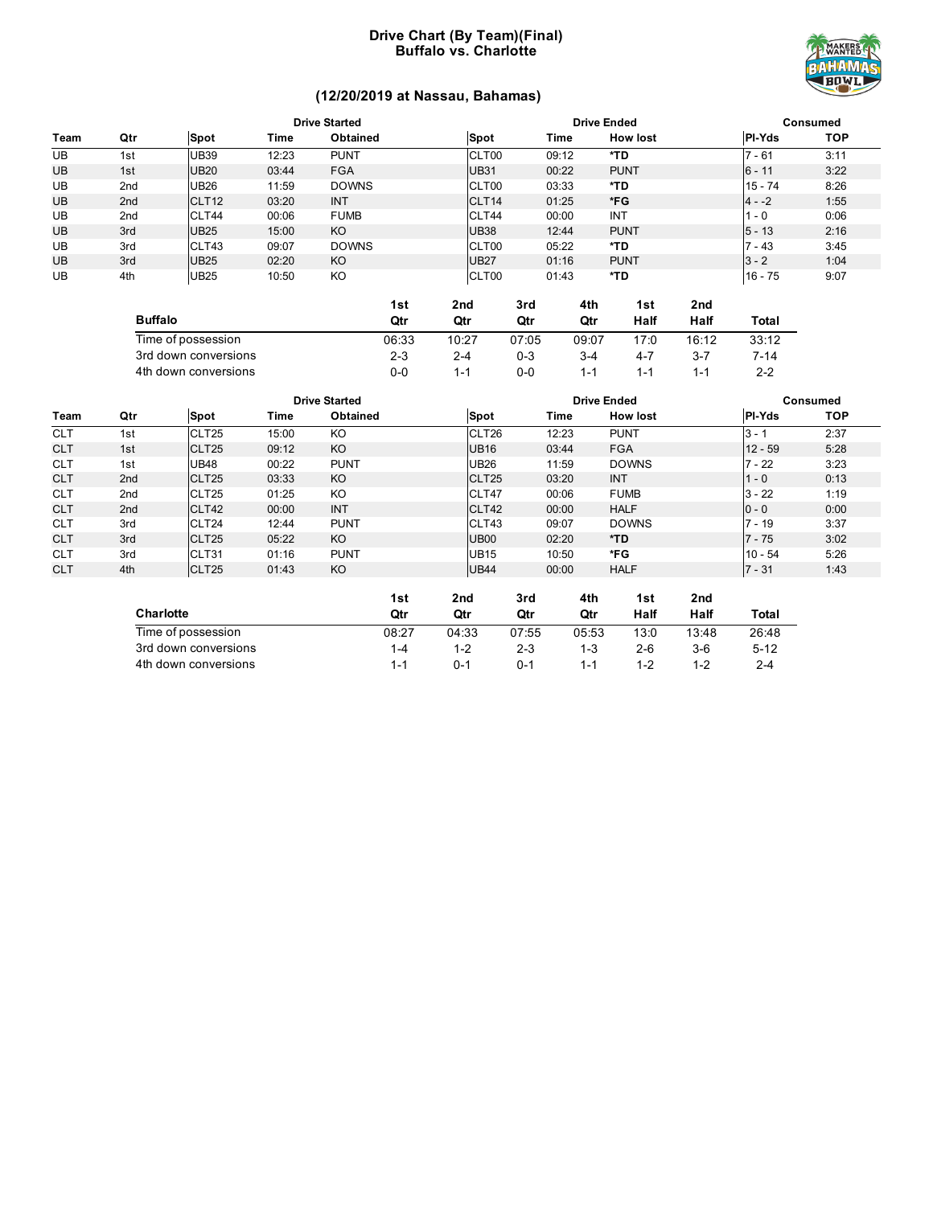# Drive Chart (By Team)(Final)
## Buffalo vs. Charlotte

### (12/20/2019 at Nassau, Bahamas)

| | | Drive Started | | | Drive Ended | | | Consumed | |
|---|---|---|---|---|---|---|---|---|---|
| **Team** | **Qtr** | **Spot** | **Time** | **Obtained** | **Spot** | **Time** | **How lost** | **Pl-Yds** | **TOP** |
| UB | 1st | UB39 | 12:23 | PUNT | CLT00 | 09:12 | *TD | 7 - 61 | 3:11 |
| UB | 1st | UB20 | 03:44 | FGA | UB31 | 00:22 | PUNT | 6 - 11 | 3:22 |
| UB | 2nd | UB26 | 11:59 | DOWNS | CLT00 | 03:33 | *TD | 15 - 74 | 8:26 |
| UB | 2nd | CLT12 | 03:20 | INT | CLT14 | 01:25 | *FG | 4 - -2 | 1:55 |
| UB | 2nd | CLT44 | 00:06 | FUMB | CLT44 | 00:00 | INT | 1 - 0 | 0:06 |
| UB | 3rd | UB25 | 15:00 | KO | UB38 | 12:44 | PUNT | 5 - 13 | 2:16 |
| UB | 3rd | CLT43 | 09:07 | DOWNS | CLT00 | 05:22 | *TD | 7 - 43 | 3:45 |
| UB | 3rd | UB25 | 02:20 | KO | UB27 | 01:16 | PUNT | 3 - 2 | 1:04 |
| UB | 4th | UB25 | 10:50 | KO | CLT00 | 01:43 | *TD | 16 - 75 | 9:07 |

| Buffalo | 1st Qtr | 2nd Qtr | 3rd Qtr | 4th Qtr | 1st Half | 2nd Half | Total |
|---|---|---|---|---|---|---|---|
| Time of possession | 06:33 | 10:27 | 07:05 | 09:07 | 17:0 | 16:12 | 33:12 |
| 3rd down conversions | 2-3 | 2-4 | 0-3 | 3-4 | 4-7 | 3-7 | 7-14 |
| 4th down conversions | 0-0 | 1-1 | 0-0 | 1-1 | 1-1 | 1-1 | 2-2 |

| | | Drive Started | | | Drive Ended | | | Consumed | |
|---|---|---|---|---|---|---|---|---|---|
| **Team** | **Qtr** | **Spot** | **Time** | **Obtained** | **Spot** | **Time** | **How lost** | **Pl-Yds** | **TOP** |
| CLT | 1st | CLT25 | 15:00 | KO | CLT26 | 12:23 | PUNT | 3 - 1 | 2:37 |
| CLT | 1st | CLT25 | 09:12 | KO | UB16 | 03:44 | FGA | 12 - 59 | 5:28 |
| CLT | 1st | UB48 | 00:22 | PUNT | UB26 | 11:59 | DOWNS | 7 - 22 | 3:23 |
| CLT | 2nd | CLT25 | 03:33 | KO | CLT25 | 03:20 | INT | 1 - 0 | 0:13 |
| CLT | 2nd | CLT25 | 01:25 | KO | CLT47 | 00:06 | FUMB | 3 - 22 | 1:19 |
| CLT | 2nd | CLT42 | 00:00 | INT | CLT42 | 00:00 | HALF | 0 - 0 | 0:00 |
| CLT | 3rd | CLT24 | 12:44 | PUNT | CLT43 | 09:07 | DOWNS | 7 - 19 | 3:37 |
| CLT | 3rd | CLT25 | 05:22 | KO | UB00 | 02:20 | *TD | 7 - 75 | 3:02 |
| CLT | 3rd | CLT31 | 01:16 | PUNT | UB15 | 10:50 | *FG | 10 - 54 | 5:26 |
| CLT | 4th | CLT25 | 01:43 | KO | UB44 | 00:00 | HALF | 7 - 31 | 1:43 |

| Charlotte | 1st Qtr | 2nd Qtr | 3rd Qtr | 4th Qtr | 1st Half | 2nd Half | Total |
|---|---|---|---|---|---|---|---|
| Time of possession | 08:27 | 04:33 | 07:55 | 05:53 | 13:0 | 13:48 | 26:48 |
| 3rd down conversions | 1-4 | 1-2 | 2-3 | 1-3 | 2-6 | 3-6 | 5-12 |
| 4th down conversions | 1-1 | 0-1 | 0-1 | 1-1 | 1-2 | 1-2 | 2-4 |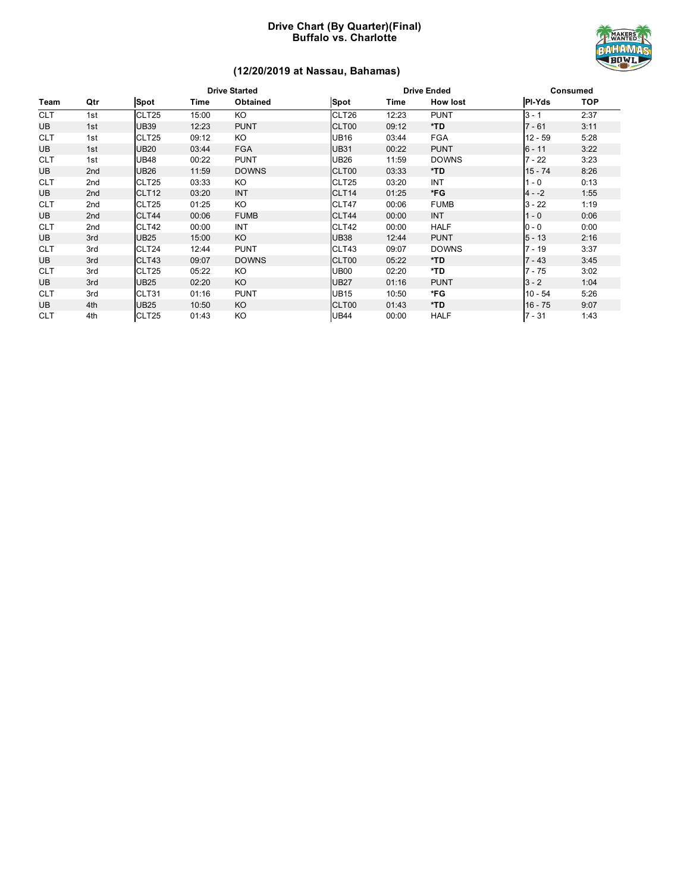# Drive Chart (By Quarter)(Final)
## Buffalo vs. Charlotte

### (12/20/2019 at Nassau, Bahamas)

| | | Drive Started | | | Drive Ended | | | Consumed | |
|---|---|---|---|---|---|---|---|---|---|
| Team | Qtr | Spot | Time | Obtained | Spot | Time | How lost | Pl-Yds | TOP |
| CLT | 1st | CLT25 | 15:00 | KO | CLT26 | 12:23 | PUNT | 3 - 1 | 2:37 |
| UB | 1st | UB39 | 12:23 | PUNT | CLT00 | 09:12 | *TD | 7 - 61 | 3:11 |
| CLT | 1st | CLT25 | 09:12 | KO | UB16 | 03:44 | FGA | 12 - 59 | 5:28 |
| UB | 1st | UB20 | 03:44 | FGA | UB31 | 00:22 | PUNT | 6 - 11 | 3:22 |
| CLT | 1st | UB48 | 00:22 | PUNT | UB26 | 11:59 | DOWNS | 7 - 22 | 3:23 |
| UB | 2nd | UB26 | 11:59 | DOWNS | CLT00 | 03:33 | *TD | 15 - 74 | 8:26 |
| CLT | 2nd | CLT25 | 03:33 | KO | CLT25 | 03:20 | INT | 1 - 0 | 0:13 |
| UB | 2nd | CLT12 | 03:20 | INT | CLT14 | 01:25 | *FG | 4 - -2 | 1:55 |
| CLT | 2nd | CLT25 | 01:25 | KO | CLT47 | 00:06 | FUMB | 3 - 22 | 1:19 |
| UB | 2nd | CLT44 | 00:06 | FUMB | CLT44 | 00:00 | INT | 1 - 0 | 0:06 |
| CLT | 2nd | CLT42 | 00:00 | INT | CLT42 | 00:00 | HALF | 0 - 0 | 0:00 |
| UB | 3rd | UB25 | 15:00 | KO | UB38 | 12:44 | PUNT | 5 - 13 | 2:16 |
| CLT | 3rd | CLT24 | 12:44 | PUNT | CLT43 | 09:07 | DOWNS | 7 - 19 | 3:37 |
| UB | 3rd | CLT43 | 09:07 | DOWNS | CLT00 | 05:22 | *TD | 7 - 43 | 3:45 |
| CLT | 3rd | CLT25 | 05:22 | KO | UB00 | 02:20 | *TD | 7 - 75 | 3:02 |
| UB | 3rd | UB25 | 02:20 | KO | UB27 | 01:16 | PUNT | 3 - 2 | 1:04 |
| CLT | 3rd | CLT31 | 01:16 | PUNT | UB15 | 10:50 | *FG | 10 - 54 | 5:26 |
| UB | 4th | UB25 | 10:50 | KO | CLT00 | 01:43 | *TD | 16 - 75 | 9:07 |
| CLT | 4th | CLT25 | 01:43 | KO | UB44 | 00:00 | HALF | 7 - 31 | 1:43 |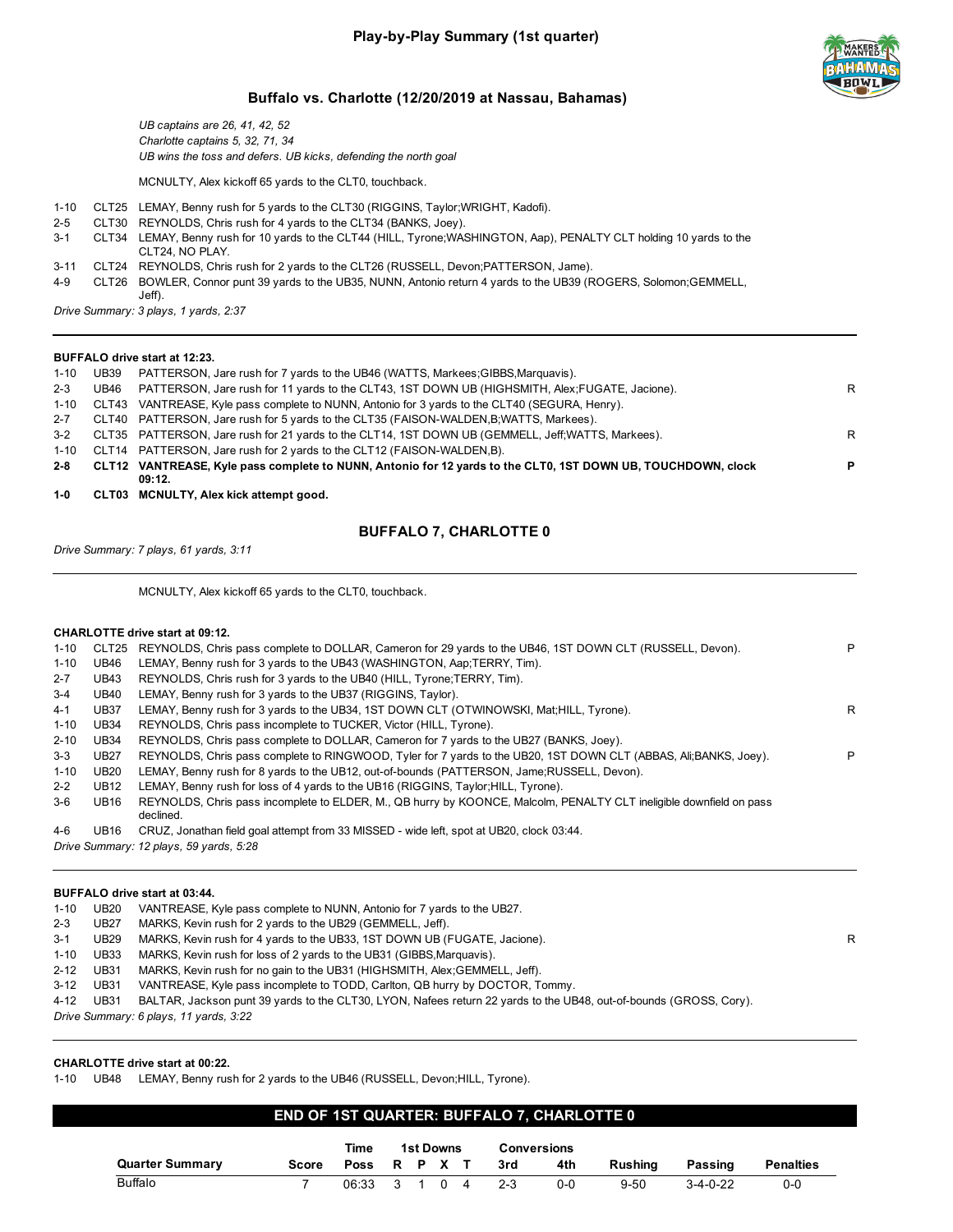# Play-by-Play Summary (1st quarter)

## Buffalo vs. Charlotte (12/20/2019 at Nassau, Bahamas)

*UB captains are 26, 41, 42, 52*
*Charlotte captains 5, 32, 71, 34*
*UB wins the toss and defers. UB kicks, defending the north goal*

MCNULTY, Alex kickoff 65 yards to the CLT0, touchback.

| | | | |
|---|---|---|---|
| 1-10 | CLT25 | LEMAY, Benny rush for 5 yards to the CLT30 (RIGGINS, Taylor;WRIGHT, Kadofi). | |
| 2-5 | CLT30 | REYNOLDS, Chris rush for 4 yards to the CLT34 (BANKS, Joey). | |
| 3-1 | CLT34 | LEMAY, Benny rush for 10 yards to the CLT44 (HILL, Tyrone;WASHINGTON, Aap), PENALTY CLT holding 10 yards to the CLT24, NO PLAY. | |
| 3-11 | CLT24 | REYNOLDS, Chris rush for 2 yards to the CLT26 (RUSSELL, Devon;PATTERSON, Jame). | |
| 4-9 | CLT26 | BOWLER, Connor punt 39 yards to the UB35, NUNN, Antonio return 4 yards to the UB39 (ROGERS, Solomon;GEMMELL, Jeff). | |

*Drive Summary: 3 plays, 1 yards, 2:37*

---

**BUFFALO drive start at 12:23.**

| | | | |
|---|---|---|---|
| 1-10 | UB39 | PATTERSON, Jare rush for 7 yards to the UB46 (WATTS, Markees;GIBBS,Marquavis). | |
| 2-3 | UB46 | PATTERSON, Jare rush for 11 yards to the CLT43, 1ST DOWN UB (HIGHSMITH, Alex;FUGATE, Jacione). | R |
| 1-10 | CLT43 | VANTREASE, Kyle pass complete to NUNN, Antonio for 3 yards to the CLT40 (SEGURA, Henry). | |
| 2-7 | CLT40 | PATTERSON, Jare rush for 5 yards to the CLT35 (FAISON-WALDEN,B;WATTS, Markees). | |
| 3-2 | CLT35 | PATTERSON, Jare rush for 21 yards to the CLT14, 1ST DOWN UB (GEMMELL, Jeff;WATTS, Markees). | R |
| 1-10 | CLT14 | PATTERSON, Jare rush for 2 yards to the CLT12 (FAISON-WALDEN,B). | |
| **2-8** | **CLT12** | **VANTREASE, Kyle pass complete to NUNN, Antonio for 12 yards to the CLT0, 1ST DOWN UB, TOUCHDOWN, clock 09:12.** | **P** |
| **1-0** | **CLT03** | **MCNULTY, Alex kick attempt good.** | |

### BUFFALO 7, CHARLOTTE 0

*Drive Summary: 7 plays, 61 yards, 3:11*

---

MCNULTY, Alex kickoff 65 yards to the CLT0, touchback.

**CHARLOTTE drive start at 09:12.**

| | | | |
|---|---|---|---|
| 1-10 | CLT25 | REYNOLDS, Chris pass complete to DOLLAR, Cameron for 29 yards to the UB46, 1ST DOWN CLT (RUSSELL, Devon). | P |
| 1-10 | UB46 | LEMAY, Benny rush for 3 yards to the UB43 (WASHINGTON, Aap;TERRY, Tim). | |
| 2-7 | UB43 | REYNOLDS, Chris rush for 3 yards to the UB40 (HILL, Tyrone;TERRY, Tim). | |
| 3-4 | UB40 | LEMAY, Benny rush for 3 yards to the UB37 (RIGGINS, Taylor). | |
| 4-1 | UB37 | LEMAY, Benny rush for 3 yards to the UB34, 1ST DOWN CLT (OTWINOWSKI, Mat;HILL, Tyrone). | R |
| 1-10 | UB34 | REYNOLDS, Chris pass incomplete to TUCKER, Victor (HILL, Tyrone). | |
| 2-10 | UB34 | REYNOLDS, Chris pass complete to DOLLAR, Cameron for 7 yards to the UB27 (BANKS, Joey). | |
| 3-3 | UB27 | REYNOLDS, Chris pass complete to RINGWOOD, Tyler for 7 yards to the UB20, 1ST DOWN CLT (ABBAS, Ali;BANKS, Joey). | P |
| 1-10 | UB20 | LEMAY, Benny rush for 8 yards to the UB12, out-of-bounds (PATTERSON, Jame;RUSSELL, Devon). | |
| 2-2 | UB12 | LEMAY, Benny rush for loss of 4 yards to the UB16 (RIGGINS, Taylor;HILL, Tyrone). | |
| 3-6 | UB16 | REYNOLDS, Chris pass incomplete to ELDER, M., QB hurry by KOONCE, Malcolm, PENALTY CLT ineligible downfield on pass declined. | |
| 4-6 | UB16 | CRUZ, Jonathan field goal attempt from 33 MISSED - wide left, spot at UB20, clock 03:44. | |

*Drive Summary: 12 plays, 59 yards, 5:28*

---

**BUFFALO drive start at 03:44.**

| | | | |
|---|---|---|---|
| 1-10 | UB20 | VANTREASE, Kyle pass complete to NUNN, Antonio for 7 yards to the UB27. | |
| 2-3 | UB27 | MARKS, Kevin rush for 2 yards to the UB29 (GEMMELL, Jeff). | |
| 3-1 | UB29 | MARKS, Kevin rush for 4 yards to the UB33, 1ST DOWN UB (FUGATE, Jacione). | R |
| 1-10 | UB33 | MARKS, Kevin rush for loss of 2 yards to the UB31 (GIBBS,Marquavis). | |
| 2-12 | UB31 | MARKS, Kevin rush for no gain to the UB31 (HIGHSMITH, Alex;GEMMELL, Jeff). | |
| 3-12 | UB31 | VANTREASE, Kyle pass incomplete to TODD, Carlton, QB hurry by DOCTOR, Tommy. | |
| 4-12 | UB31 | BALTAR, Jackson punt 39 yards to the CLT30, LYON, Nafees return 22 yards to the UB48, out-of-bounds (GROSS, Cory). | |

*Drive Summary: 6 plays, 11 yards, 3:22*

---

**CHARLOTTE drive start at 00:22.**

| | | |
|---|---|---|
| 1-10 | UB48 | LEMAY, Benny rush for 2 yards to the UB46 (RUSSELL, Devon;HILL, Tyrone). |

## END OF 1ST QUARTER: BUFFALO 7, CHARLOTTE 0

| Quarter Summary | Score | Time Poss | 1st Downs R | P | X | T | Conversions 3rd | 4th | Rushing | Passing | Penalties |
|---|---|---|---|---|---|---|---|---|---|---|---|
| Buffalo | 7 | 06:33 | 3 | 1 | 0 | 4 | 2-3 | 0-0 | 9-50 | 3-4-0-22 | 0-0 |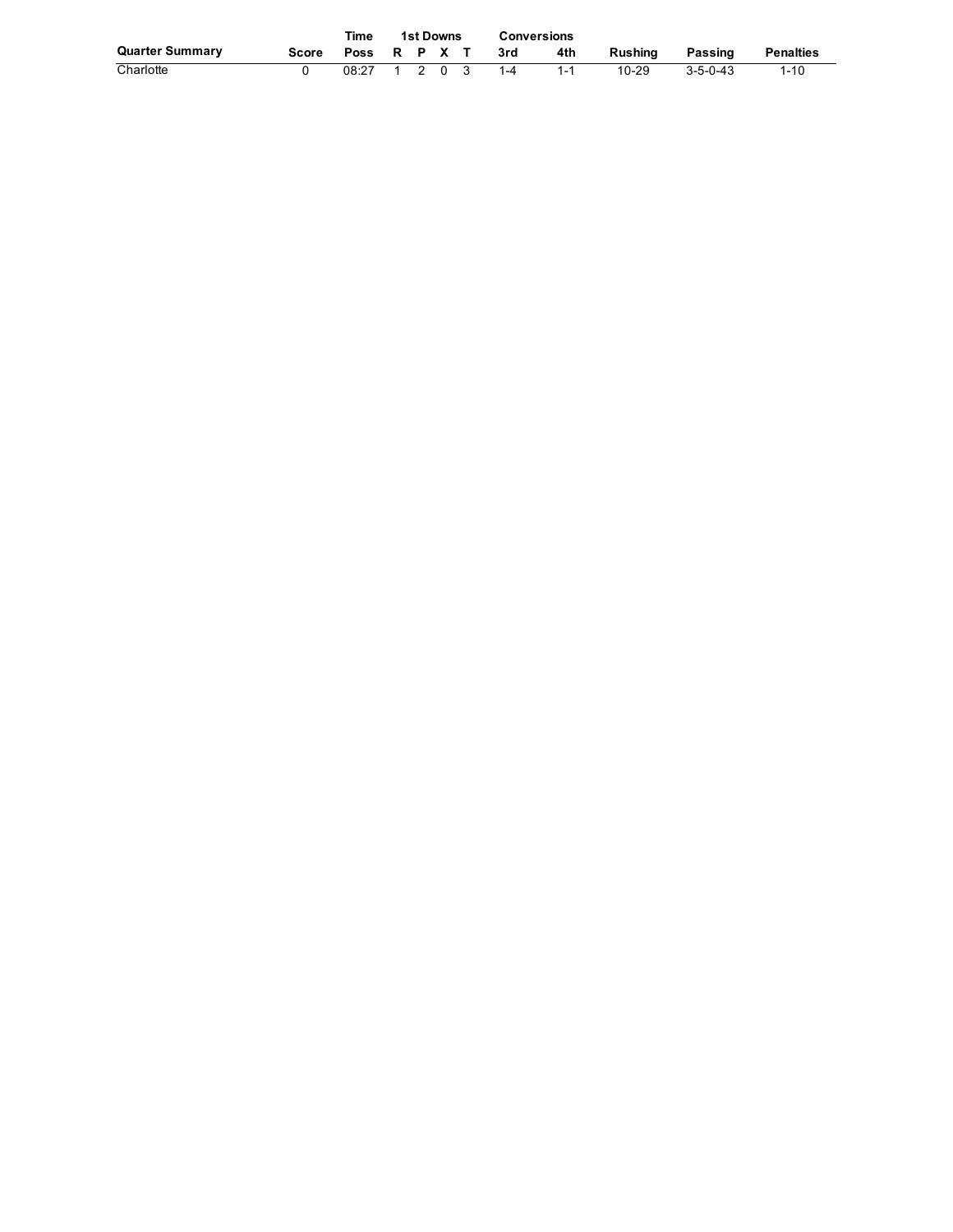| Quarter Summary | Score | Time Poss | 1st Downs R | P | X | T | Conversions 3rd | 4th | Rushing | Passing | Penalties |
|---|---|---|---|---|---|---|---|---|---|---|---|
| Charlotte | 0 | 08:27 | 1 | 2 | 0 | 3 | 1-4 | 1-1 | 10-29 | 3-5-0-43 | 1-10 |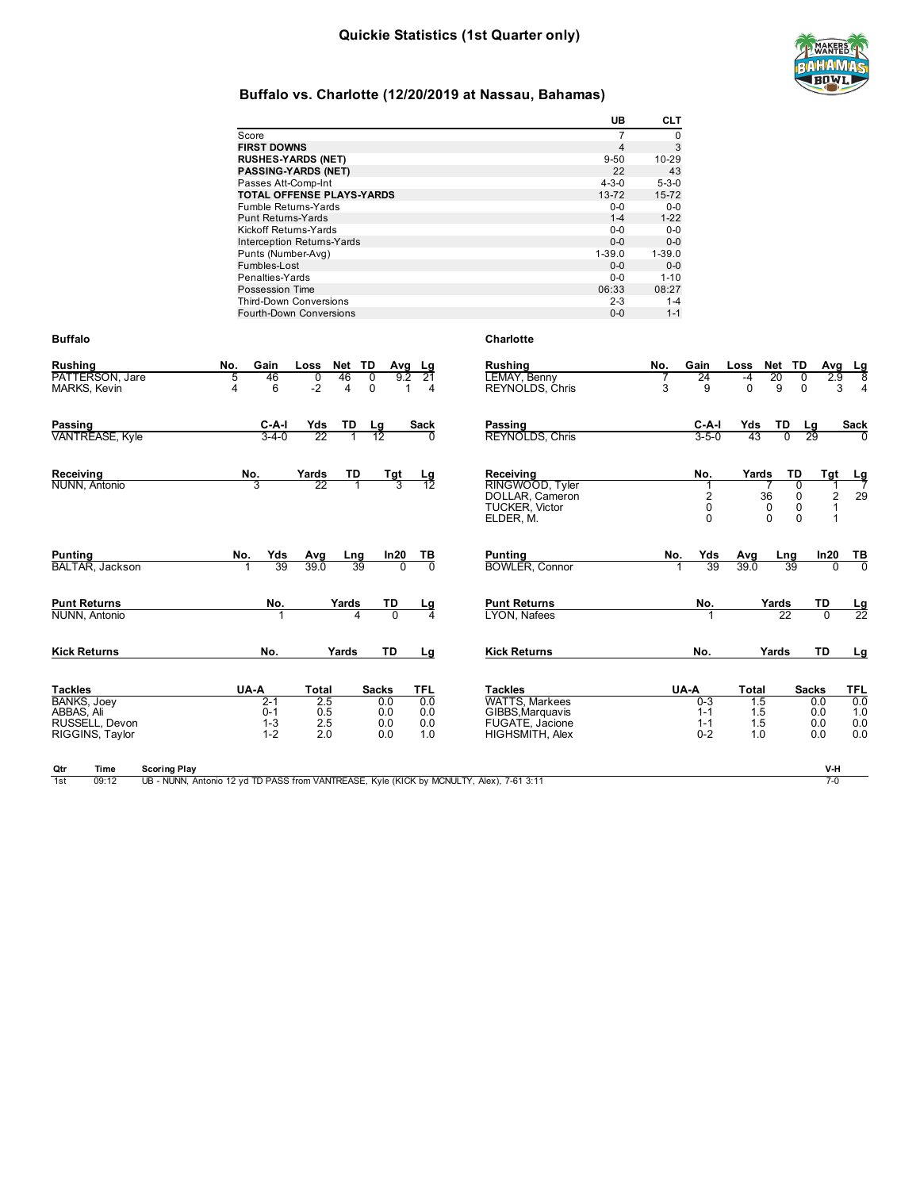# Quickie Statistics (1st Quarter only)

## Buffalo vs. Charlotte (12/20/2019 at Nassau, Bahamas)

| | UB | CLT |
|---|---|---|
| Score | 7 | 0 |
| **FIRST DOWNS** | 4 | 3 |
| **RUSHES-YARDS (NET)** | 9-50 | 10-29 |
| **PASSING-YARDS (NET)** | 22 | 43 |
| Passes Att-Comp-Int | 4-3-0 | 5-3-0 |
| **TOTAL OFFENSE PLAYS-YARDS** | 13-72 | 15-72 |
| Fumble Returns-Yards | 0-0 | 0-0 |
| Punt Returns-Yards | 1-4 | 1-22 |
| Kickoff Returns-Yards | 0-0 | 0-0 |
| Interception Returns-Yards | 0-0 | 0-0 |
| Punts (Number-Avg) | 1-39.0 | 1-39.0 |
| Fumbles-Lost | 0-0 | 0-0 |
| Penalties-Yards | 0-0 | 1-10 |
| Possession Time | 06:33 | 08:27 |
| Third-Down Conversions | 2-3 | 1-4 |
| Fourth-Down Conversions | 0-0 | 1-1 |

### Buffalo

| Rushing | No. | Gain | Loss | Net | TD | Avg | Lg |
|---|---|---|---|---|---|---|---|
| PATTERSON, Jare | 5 | 46 | 0 | 46 | 0 | 9.2 | 21 |
| MARKS, Kevin | 4 | 6 | -2 | 4 | 0 | 1 | 4 |

| Passing | C-A-I | Yds | TD | Lg | Sack |
|---|---|---|---|---|---|
| VANTREASE, Kyle | 3-4-0 | 22 | 1 | 12 | 0 |

| Receiving | No. | Yards | TD | Tgt | Lg |
|---|---|---|---|---|---|
| NUNN, Antonio | 3 | 22 | 1 | 3 | 12 |

| Punting | No. | Yds | Avg | Lng | In20 | TB |
|---|---|---|---|---|---|---|
| BALTAR, Jackson | 1 | 39 | 39.0 | 39 | 0 | 0 |

| Punt Returns | No. | Yards | TD | Lg |
|---|---|---|---|---|
| NUNN, Antonio | 1 | 4 | 0 | 4 |

| Kick Returns | No. | Yards | TD | Lg |
|---|---|---|---|---|

| Tackles | UA-A | Total | Sacks | TFL |
|---|---|---|---|---|
| BANKS, Joey | 2-1 | 2.5 | 0.0 | 0.0 |
| ABBAS, Ali | 0-1 | 0.5 | 0.0 | 0.0 |
| RUSSELL, Devon | 1-3 | 2.5 | 0.0 | 0.0 |
| RIGGINS, Taylor | 1-2 | 2.0 | 0.0 | 1.0 |

### Charlotte

| Rushing | No. | Gain | Loss | Net | TD | Avg | Lg |
|---|---|---|---|---|---|---|---|
| LEMAY, Benny | 7 | 24 | -4 | 20 | 0 | 2.9 | 8 |
| REYNOLDS, Chris | 3 | 9 | 0 | 9 | 0 | 3 | 4 |

| Passing | C-A-I | Yds | TD | Lg | Sack |
|---|---|---|---|---|---|
| REYNOLDS, Chris | 3-5-0 | 43 | 0 | 29 | 0 |

| Receiving | No. | Yards | TD | Tgt | Lg |
|---|---|---|---|---|---|
| RINGWOOD, Tyler | 1 | 7 | 0 | 1 | 7 |
| DOLLAR, Cameron | 2 | 36 | 0 | 2 | 29 |
| TUCKER, Victor | 0 | 0 | 0 | 1 | |
| ELDER, M. | 0 | 0 | 0 | 1 | |

| Punting | No. | Yds | Avg | Lng | In20 | TB |
|---|---|---|---|---|---|---|
| BOWLER, Connor | 1 | 39 | 39.0 | 39 | 0 | 0 |

| Punt Returns | No. | Yards | TD | Lg |
|---|---|---|---|---|
| LYON, Nafees | 1 | 22 | 0 | 22 |

| Kick Returns | No. | Yards | TD | Lg |
|---|---|---|---|---|

| Tackles | UA-A | Total | Sacks | TFL |
|---|---|---|---|---|
| WATTS, Markees | 0-3 | 1.5 | 0.0 | 0.0 |
| GIBBS,Marquavis | 1-1 | 1.5 | 0.0 | 1.0 |
| FUGATE, Jacione | 1-1 | 1.5 | 0.0 | 0.0 |
| HIGHSMITH, Alex | 0-2 | 1.0 | 0.0 | 0.0 |

| Qtr | Time | Scoring Play | V-H |
|---|---|---|---|
| 1st | 09:12 | UB - NUNN, Antonio 12 yd TD PASS from VANTREASE, Kyle (KICK by MCNULTY, Alex), 7-61 3:11 | 7-0 |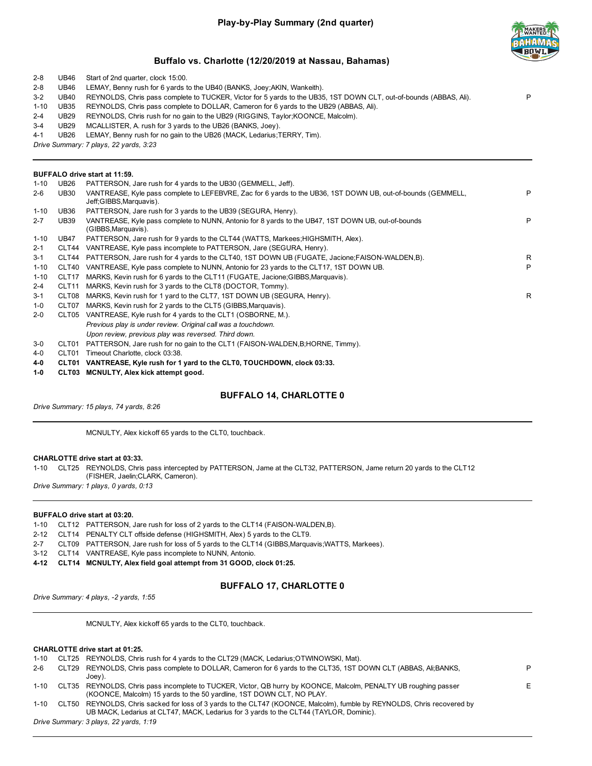# Play-by-Play Summary (2nd quarter)

## Buffalo vs. Charlotte (12/20/2019 at Nassau, Bahamas)

| | | | |
|---|---|---|---|
| 2-8 | UB46 | Start of 2nd quarter, clock 15:00. | |
| 2-8 | UB46 | LEMAY, Benny rush for 6 yards to the UB40 (BANKS, Joey;AKIN, Wankeith). | |
| 3-2 | UB40 | REYNOLDS, Chris pass complete to TUCKER, Victor for 5 yards to the UB35, 1ST DOWN CLT, out-of-bounds (ABBAS, Ali). | P |
| 1-10 | UB35 | REYNOLDS, Chris pass complete to DOLLAR, Cameron for 6 yards to the UB29 (ABBAS, Ali). | |
| 2-4 | UB29 | REYNOLDS, Chris rush for no gain to the UB29 (RIGGINS, Taylor;KOONCE, Malcolm). | |
| 3-4 | UB29 | MCALLISTER, A. rush for 3 yards to the UB26 (BANKS, Joey). | |
| 4-1 | UB26 | LEMAY, Benny rush for no gain to the UB26 (MACK, Ledarius;TERRY, Tim). | |

*Drive Summary: 7 plays, 22 yards, 3:23*

**BUFFALO drive start at 11:59.**

| | | | |
|---|---|---|---|
| 1-10 | UB26 | PATTERSON, Jare rush for 4 yards to the UB30 (GEMMELL, Jeff). | |
| 2-6 | UB30 | VANTREASE, Kyle pass complete to LEFEBVRE, Zac for 6 yards to the UB36, 1ST DOWN UB, out-of-bounds (GEMMELL, Jeff;GIBBS,Marquavis). | P |
| 1-10 | UB36 | PATTERSON, Jare rush for 3 yards to the UB39 (SEGURA, Henry). | |
| 2-7 | UB39 | VANTREASE, Kyle pass complete to NUNN, Antonio for 8 yards to the UB47, 1ST DOWN UB, out-of-bounds (GIBBS,Marquavis). | P |
| 1-10 | UB47 | PATTERSON, Jare rush for 9 yards to the CLT44 (WATTS, Markees;HIGHSMITH, Alex). | |
| 2-1 | CLT44 | VANTREASE, Kyle pass incomplete to PATTERSON, Jare (SEGURA, Henry). | |
| 3-1 | CLT44 | PATTERSON, Jare rush for 4 yards to the CLT40, 1ST DOWN UB (FUGATE, Jacione;FAISON-WALDEN,B). | R |
| 1-10 | CLT40 | VANTREASE, Kyle pass complete to NUNN, Antonio for 23 yards to the CLT17, 1ST DOWN UB. | P |
| 1-10 | CLT17 | MARKS, Kevin rush for 6 yards to the CLT11 (FUGATE, Jacione;GIBBS,Marquavis). | |
| 2-4 | CLT11 | MARKS, Kevin rush for 3 yards to the CLT8 (DOCTOR, Tommy). | |
| 3-1 | CLT08 | MARKS, Kevin rush for 1 yard to the CLT7, 1ST DOWN UB (SEGURA, Henry). | R |
| 1-0 | CLT07 | MARKS, Kevin rush for 2 yards to the CLT5 (GIBBS,Marquavis). | |
| 2-0 | CLT05 | VANTREASE, Kyle rush for 4 yards to the CLT1 (OSBORNE, M.). *Previous play is under review. Original call was a touchdown. Upon review, previous play was reversed. Third down.* | |
| 3-0 | CLT01 | PATTERSON, Jare rush for no gain to the CLT1 (FAISON-WALDEN,B;HORNE, Timmy). | |
| 4-0 | CLT01 | Timeout Charlotte, clock 03:38. | |
| **4-0** | **CLT01** | **VANTREASE, Kyle rush for 1 yard to the CLT0, TOUCHDOWN, clock 03:33.** | |
| **1-0** | **CLT03** | **MCNULTY, Alex kick attempt good.** | |

### BUFFALO 14, CHARLOTTE 0

*Drive Summary: 15 plays, 74 yards, 8:26*

MCNULTY, Alex kickoff 65 yards to the CLT0, touchback.

**CHARLOTTE drive start at 03:33.**

| | | | |
|---|---|---|---|
| 1-10 | CLT25 | REYNOLDS, Chris pass intercepted by PATTERSON, Jame at the CLT32, PATTERSON, Jame return 20 yards to the CLT12 (FISHER, Jaelin;CLARK, Cameron). | |

*Drive Summary: 1 plays, 0 yards, 0:13*

**BUFFALO drive start at 03:20.**

| | | | |
|---|---|---|---|
| 1-10 | CLT12 | PATTERSON, Jare rush for loss of 2 yards to the CLT14 (FAISON-WALDEN,B). | |
| 2-12 | CLT14 | PENALTY CLT offside defense (HIGHSMITH, Alex) 5 yards to the CLT9. | |
| 2-7 | CLT09 | PATTERSON, Jare rush for loss of 5 yards to the CLT14 (GIBBS,Marquavis;WATTS, Markees). | |
| 3-12 | CLT14 | VANTREASE, Kyle pass incomplete to NUNN, Antonio. | |
| **4-12** | **CLT14** | **MCNULTY, Alex field goal attempt from 31 GOOD, clock 01:25.** | |

### BUFFALO 17, CHARLOTTE 0

*Drive Summary: 4 plays, -2 yards, 1:55*

MCNULTY, Alex kickoff 65 yards to the CLT0, touchback.

**CHARLOTTE drive start at 01:25.**

| | | | |
|---|---|---|---|
| 1-10 | CLT25 | REYNOLDS, Chris rush for 4 yards to the CLT29 (MACK, Ledarius;OTWINOWSKI, Mat). | |
| 2-6 | CLT29 | REYNOLDS, Chris pass complete to DOLLAR, Cameron for 6 yards to the CLT35, 1ST DOWN CLT (ABBAS, Ali;BANKS, Joey). | P |
| 1-10 | CLT35 | REYNOLDS, Chris pass incomplete to TUCKER, Victor, QB hurry by KOONCE, Malcolm, PENALTY UB roughing passer (KOONCE, Malcolm) 15 yards to the 50 yardline, 1ST DOWN CLT, NO PLAY. | E |
| 1-10 | CLT50 | REYNOLDS, Chris sacked for loss of 3 yards to the CLT47 (KOONCE, Malcolm), fumble by REYNOLDS, Chris recovered by UB MACK, Ledarius at CLT47, MACK, Ledarius for 3 yards to the CLT44 (TAYLOR, Dominic). | |

*Drive Summary: 3 plays, 22 yards, 1:19*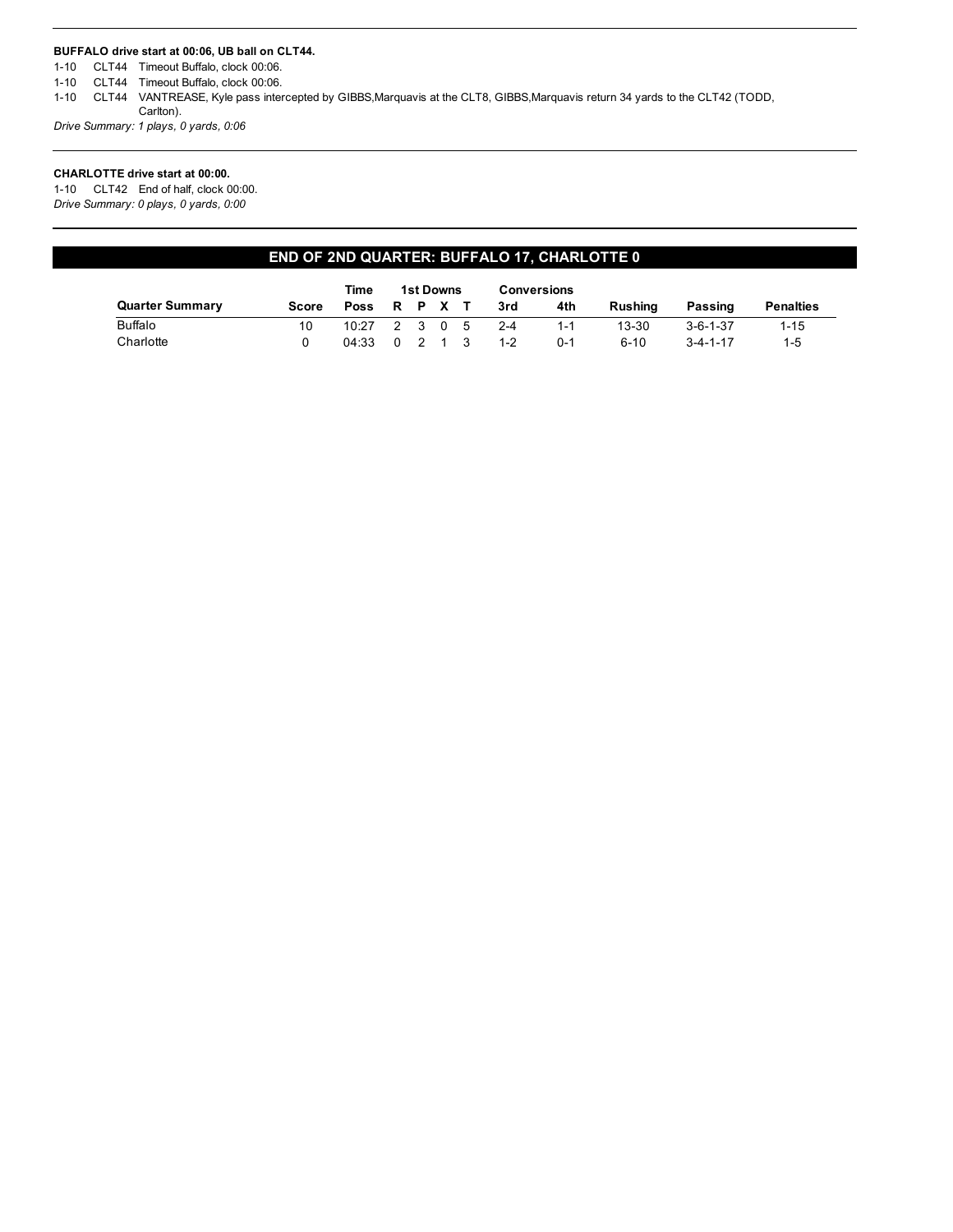**BUFFALO drive start at 00:06, UB ball on CLT44.**

1-10 CLT44 Timeout Buffalo, clock 00:06.

1-10 CLT44 Timeout Buffalo, clock 00:06.

1-10 CLT44 VANTREASE, Kyle pass intercepted by GIBBS,Marquavis at the CLT8, GIBBS,Marquavis return 34 yards to the CLT42 (TODD, Carlton).

*Drive Summary: 1 plays, 0 yards, 0:06*

---

**CHARLOTTE drive start at 00:00.**

1-10 CLT42 End of half, clock 00:00.

*Drive Summary: 0 plays, 0 yards, 0:00*

---

## END OF 2ND QUARTER: BUFFALO 17, CHARLOTTE 0

| Quarter Summary | Score | Time Poss | 1st Downs R | P | X | T | Conversions 3rd | 4th | Rushing | Passing | Penalties |
|---|---|---|---|---|---|---|---|---|---|---|---|
| Buffalo | 10 | 10:27 | 2 | 3 | 0 | 5 | 2-4 | 1-1 | 13-30 | 3-6-1-37 | 1-15 |
| Charlotte | 0 | 04:33 | 0 | 2 | 1 | 3 | 1-2 | 0-1 | 6-10 | 3-4-1-17 | 1-5 |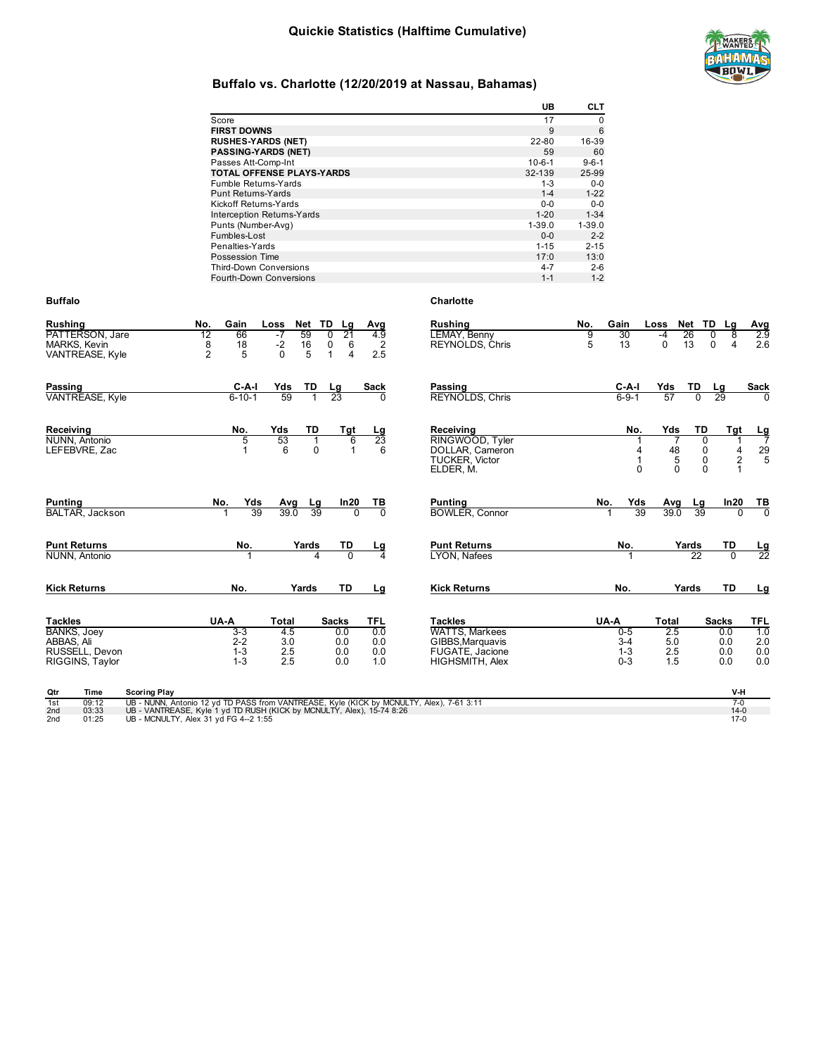# Quickie Statistics (Halftime Cumulative)

## Buffalo vs. Charlotte (12/20/2019 at Nassau, Bahamas)

| | UB | CLT |
|---|---|---|
| Score | 17 | 0 |
| **FIRST DOWNS** | 9 | 6 |
| **RUSHES-YARDS (NET)** | 22-80 | 16-39 |
| **PASSING-YARDS (NET)** | 59 | 60 |
| Passes Att-Comp-Int | 10-6-1 | 9-6-1 |
| **TOTAL OFFENSE PLAYS-YARDS** | 32-139 | 25-99 |
| Fumble Returns-Yards | 1-3 | 0-0 |
| Punt Returns-Yards | 1-4 | 1-22 |
| Kickoff Returns-Yards | 0-0 | 0-0 |
| Interception Returns-Yards | 1-20 | 1-34 |
| Punts (Number-Avg) | 1-39.0 | 1-39.0 |
| Fumbles-Lost | 0-0 | 2-2 |
| Penalties-Yards | 1-15 | 2-15 |
| Possession Time | 17:0 | 13:0 |
| Third-Down Conversions | 4-7 | 2-6 |
| Fourth-Down Conversions | 1-1 | 1-2 |

### Buffalo

| Rushing | No. | Gain | Loss | Net | TD | Lg | Avg |
|---|---|---|---|---|---|---|---|
| PATTERSON, Jare | 12 | 66 | -7 | 59 | 0 | 21 | 4.9 |
| MARKS, Kevin | 8 | 18 | -2 | 16 | 0 | 6 | 2 |
| VANTREASE, Kyle | 2 | 5 | 0 | 5 | 1 | 4 | 2.5 |

| Passing | C-A-I | Yds | TD | Lg | Sack |
|---|---|---|---|---|---|
| VANTREASE, Kyle | 6-10-1 | 59 | 1 | 23 | 0 |

| Receiving | No. | Yds | TD | Tgt | Lg |
|---|---|---|---|---|---|
| NUNN, Antonio | 5 | 53 | 1 | 6 | 23 |
| LEFEBVRE, Zac | 1 | 6 | 0 | 1 | 6 |

| Punting | No. | Yds | Avg | Lg | In20 | TB |
|---|---|---|---|---|---|---|
| BALTAR, Jackson | 1 | 39 | 39.0 | 39 | 0 | 0 |

| Punt Returns | No. | Yards | TD | Lg |
|---|---|---|---|---|
| NUNN, Antonio | 1 | 4 | 0 | 4 |

| Kick Returns | No. | Yards | TD | Lg |
|---|---|---|---|---|

| Tackles | UA-A | Total | Sacks | TFL |
|---|---|---|---|---|
| BANKS, Joey | 3-3 | 4.5 | 0.0 | 0.0 |
| ABBAS, Ali | 2-2 | 3.0 | 0.0 | 0.0 |
| RUSSELL, Devon | 1-3 | 2.5 | 0.0 | 0.0 |
| RIGGINS, Taylor | 1-3 | 2.5 | 0.0 | 1.0 |

### Charlotte

| Rushing | No. | Gain | Loss | Net | TD | Lg | Avg |
|---|---|---|---|---|---|---|---|
| LEMAY, Benny | 9 | 30 | -4 | 26 | 0 | 8 | 2.9 |
| REYNOLDS, Chris | 5 | 13 | 0 | 13 | 0 | 4 | 2.6 |

| Passing | C-A-I | Yds | TD | Lg | Sack |
|---|---|---|---|---|---|
| REYNOLDS, Chris | 6-9-1 | 57 | 0 | 29 | 0 |

| Receiving | No. | Yds | TD | Tgt | Lg |
|---|---|---|---|---|---|
| RINGWOOD, Tyler | 1 | 7 | 0 | 1 | 7 |
| DOLLAR, Cameron | 4 | 48 | 0 | 4 | 29 |
| TUCKER, Victor | 1 | 5 | 0 | 2 | 5 |
| ELDER, M. | 0 | 0 | 0 | 1 | |

| Punting | No. | Yds | Avg | Lg | In20 | TB |
|---|---|---|---|---|---|---|
| BOWLER, Connor | 1 | 39 | 39.0 | 39 | 0 | 0 |

| Punt Returns | No. | Yards | TD | Lg |
|---|---|---|---|---|
| LYON, Nafees | 1 | 22 | 0 | 22 |

| Kick Returns | No. | Yards | TD | Lg |
|---|---|---|---|---|

| Tackles | UA-A | Total | Sacks | TFL |
|---|---|---|---|---|
| WATTS, Markees | 0-5 | 2.5 | 0.0 | 1.0 |
| GIBBS,Marquavis | 3-4 | 5.0 | 0.0 | 2.0 |
| FUGATE, Jacione | 1-3 | 2.5 | 0.0 | 0.0 |
| HIGHSMITH, Alex | 0-3 | 1.5 | 0.0 | 0.0 |

| Qtr | Time | Scoring Play | V-H |
|---|---|---|---|
| 1st | 09:12 | UB - NUNN, Antonio 12 yd TD PASS from VANTREASE, Kyle (KICK by MCNULTY, Alex), 7-61 3:11 | 7-0 |
| 2nd | 03:33 | UB - VANTREASE, Kyle 1 yd TD RUSH (KICK by MCNULTY, Alex), 15-74 8:26 | 14-0 |
| 2nd | 01:25 | UB - MCNULTY, Alex 31 yd FG 4--2 1:55 | 17-0 |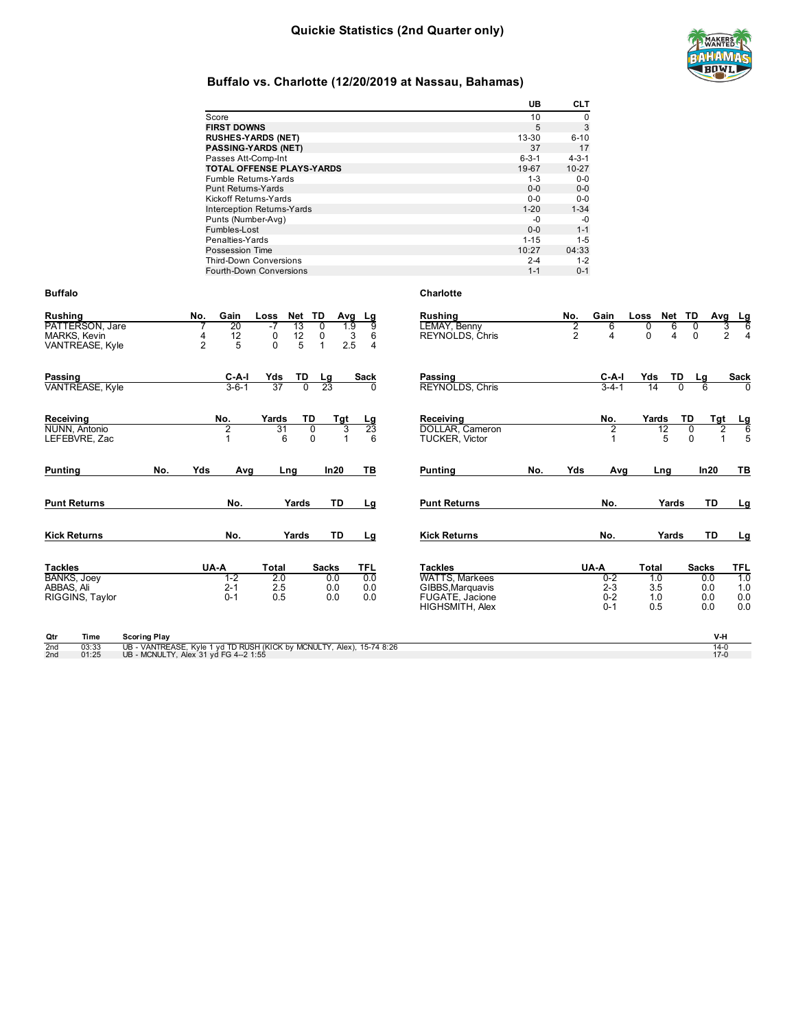# Quickie Statistics (2nd Quarter only)

## Buffalo vs. Charlotte (12/20/2019 at Nassau, Bahamas)

| | UB | CLT |
|---|---|---|
| Score | 10 | 0 |
| **FIRST DOWNS** | 5 | 3 |
| **RUSHES-YARDS (NET)** | 13-30 | 6-10 |
| **PASSING-YARDS (NET)** | 37 | 17 |
| Passes Att-Comp-Int | 6-3-1 | 4-3-1 |
| **TOTAL OFFENSE PLAYS-YARDS** | 19-67 | 10-27 |
| Fumble Returns-Yards | 1-3 | 0-0 |
| Punt Returns-Yards | 0-0 | 0-0 |
| Kickoff Returns-Yards | 0-0 | 0-0 |
| Interception Returns-Yards | 1-20 | 1-34 |
| Punts (Number-Avg) | -0 | -0 |
| Fumbles-Lost | 0-0 | 1-1 |
| Penalties-Yards | 1-15 | 1-5 |
| Possession Time | 10:27 | 04:33 |
| Third-Down Conversions | 2-4 | 1-2 |
| Fourth-Down Conversions | 1-1 | 0-1 |

### Buffalo

| Rushing | No. | Gain | Loss | Net | TD | Avg | Lg |
|---|---|---|---|---|---|---|---|
| PATTERSON, Jare | 7 | 20 | -7 | 13 | 0 | 1.9 | 9 |
| MARKS, Kevin | 4 | 12 | 0 | 12 | 0 | 3 | 6 |
| VANTREASE, Kyle | 2 | 5 | 0 | 5 | 1 | 2.5 | 4 |

| Passing | C-A-I | Yds | TD | Lg | Sack |
|---|---|---|---|---|---|
| VANTREASE, Kyle | 3-6-1 | 37 | 0 | 23 | 0 |

| Receiving | No. | Yards | TD | Tgt | Lg |
|---|---|---|---|---|---|
| NUNN, Antonio | 2 | 31 | 0 | 3 | 23 |
| LEFEBVRE, Zac | 1 | 6 | 0 | 1 | 6 |

| Punting | No. | Yds | Avg | Lng | In20 | TB |
|---|---|---|---|---|---|---|

| Punt Returns | No. | Yards | TD | Lg |
|---|---|---|---|---|

| Kick Returns | No. | Yards | TD | Lg |
|---|---|---|---|---|

| Tackles | UA-A | Total | Sacks | TFL |
|---|---|---|---|---|
| BANKS, Joey | 1-2 | 2.0 | 0.0 | 0.0 |
| ABBAS, Ali | 2-1 | 2.5 | 0.0 | 0.0 |
| RIGGINS, Taylor | 0-1 | 0.5 | 0.0 | 0.0 |

### Charlotte

| Rushing | No. | Gain | Loss | Net | TD | Avg | Lg |
|---|---|---|---|---|---|---|---|
| LEMAY, Benny | 2 | 6 | 0 | 6 | 0 | 3 | 6 |
| REYNOLDS, Chris | 2 | 4 | 0 | 4 | 0 | 2 | 4 |

| Passing | C-A-I | Yds | TD | Lg | Sack |
|---|---|---|---|---|---|
| REYNOLDS, Chris | 3-4-1 | 14 | 0 | 6 | 0 |

| Receiving | No. | Yards | TD | Tgt | Lg |
|---|---|---|---|---|---|
| DOLLAR, Cameron | 2 | 12 | 0 | 2 | 6 |
| TUCKER, Victor | 1 | 5 | 0 | 1 | 5 |

| Punting | No. | Yds | Avg | Lng | In20 | TB |
|---|---|---|---|---|---|---|

| Punt Returns | No. | Yards | TD | Lg |
|---|---|---|---|---|

| Kick Returns | No. | Yards | TD | Lg |
|---|---|---|---|---|

| Tackles | UA-A | Total | Sacks | TFL |
|---|---|---|---|---|
| WATTS, Markees | 0-2 | 1.0 | 0.0 | 1.0 |
| GIBBS,Marquavis | 2-3 | 3.5 | 0.0 | 1.0 |
| FUGATE, Jacione | 0-2 | 1.0 | 0.0 | 0.0 |
| HIGHSMITH, Alex | 0-1 | 0.5 | 0.0 | 0.0 |

| Qtr | Time | Scoring Play | V-H |
|---|---|---|---|
| 2nd | 03:33 | UB - VANTREASE, Kyle 1 yd TD RUSH (KICK by MCNULTY, Alex), 15-74 8:26 | 14-0 |
| 2nd | 01:25 | UB - MCNULTY, Alex 31 yd FG 4--2 1:55 | 17-0 |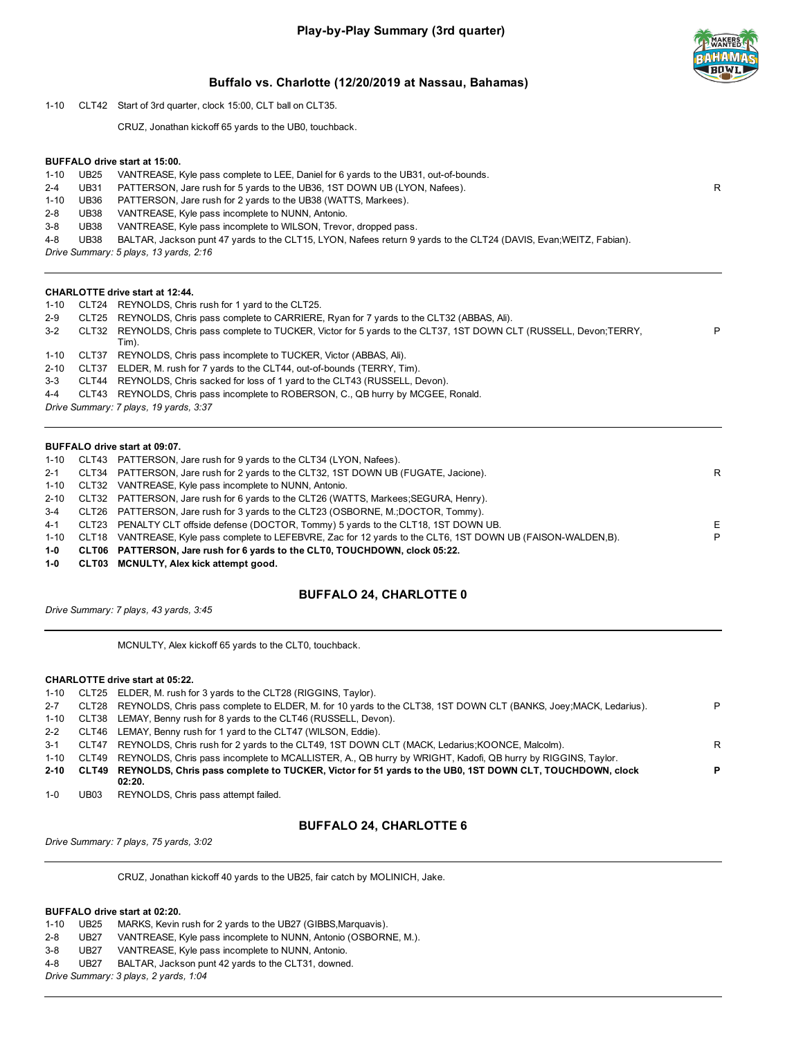# Play-by-Play Summary (3rd quarter)

## Buffalo vs. Charlotte (12/20/2019 at Nassau, Bahamas)

1-10 CLT42 Start of 3rd quarter, clock 15:00, CLT ball on CLT35.

CRUZ, Jonathan kickoff 65 yards to the UB0, touchback.

**BUFFALO drive start at 15:00.**

| Down | Spot | Play | |
|---|---|---|---|
| 1-10 | UB25 | VANTREASE, Kyle pass complete to LEE, Daniel for 6 yards to the UB31, out-of-bounds. | |
| 2-4 | UB31 | PATTERSON, Jare rush for 5 yards to the UB36, 1ST DOWN UB (LYON, Nafees). | R |
| 1-10 | UB36 | PATTERSON, Jare rush for 2 yards to the UB38 (WATTS, Markees). | |
| 2-8 | UB38 | VANTREASE, Kyle pass incomplete to NUNN, Antonio. | |
| 3-8 | UB38 | VANTREASE, Kyle pass incomplete to WILSON, Trevor, dropped pass. | |
| 4-8 | UB38 | BALTAR, Jackson punt 47 yards to the CLT15, LYON, Nafees return 9 yards to the CLT24 (DAVIS, Evan;WEITZ, Fabian). | |

*Drive Summary: 5 plays, 13 yards, 2:16*

**CHARLOTTE drive start at 12:44.**

| Down | Spot | Play | |
|---|---|---|---|
| 1-10 | CLT24 | REYNOLDS, Chris rush for 1 yard to the CLT25. | |
| 2-9 | CLT25 | REYNOLDS, Chris pass complete to CARRIERE, Ryan for 7 yards to the CLT32 (ABBAS, Ali). | |
| 3-2 | CLT32 | REYNOLDS, Chris pass complete to TUCKER, Victor for 5 yards to the CLT37, 1ST DOWN CLT (RUSSELL, Devon;TERRY, Tim). | P |
| 1-10 | CLT37 | REYNOLDS, Chris pass incomplete to TUCKER, Victor (ABBAS, Ali). | |
| 2-10 | CLT37 | ELDER, M. rush for 7 yards to the CLT44, out-of-bounds (TERRY, Tim). | |
| 3-3 | CLT44 | REYNOLDS, Chris sacked for loss of 1 yard to the CLT43 (RUSSELL, Devon). | |
| 4-4 | CLT43 | REYNOLDS, Chris pass incomplete to ROBERSON, C., QB hurry by MCGEE, Ronald. | |

*Drive Summary: 7 plays, 19 yards, 3:37*

**BUFFALO drive start at 09:07.**

| Down | Spot | Play | |
|---|---|---|---|
| 1-10 | CLT43 | PATTERSON, Jare rush for 9 yards to the CLT34 (LYON, Nafees). | |
| 2-1 | CLT34 | PATTERSON, Jare rush for 2 yards to the CLT32, 1ST DOWN UB (FUGATE, Jacione). | R |
| 1-10 | CLT32 | VANTREASE, Kyle pass incomplete to NUNN, Antonio. | |
| 2-10 | CLT32 | PATTERSON, Jare rush for 6 yards to the CLT26 (WATTS, Markees;SEGURA, Henry). | |
| 3-4 | CLT26 | PATTERSON, Jare rush for 3 yards to the CLT23 (OSBORNE, M.;DOCTOR, Tommy). | |
| 4-1 | CLT23 | PENALTY CLT offside defense (DOCTOR, Tommy) 5 yards to the CLT18, 1ST DOWN UB. | E |
| 1-10 | CLT18 | VANTREASE, Kyle pass complete to LEFEBVRE, Zac for 12 yards to the CLT6, 1ST DOWN UB (FAISON-WALDEN,B). | P |
| **1-0** | **CLT06** | **PATTERSON, Jare rush for 6 yards to the CLT0, TOUCHDOWN, clock 05:22.** | |
| **1-0** | **CLT03** | **MCNULTY, Alex kick attempt good.** | |

### BUFFALO 24, CHARLOTTE 0

*Drive Summary: 7 plays, 43 yards, 3:45*

MCNULTY, Alex kickoff 65 yards to the CLT0, touchback.

**CHARLOTTE drive start at 05:22.**

| Down | Spot | Play | |
|---|---|---|---|
| 1-10 | CLT25 | ELDER, M. rush for 3 yards to the CLT28 (RIGGINS, Taylor). | |
| 2-7 | CLT28 | REYNOLDS, Chris pass complete to ELDER, M. for 10 yards to the CLT38, 1ST DOWN CLT (BANKS, Joey;MACK, Ledarius). | P |
| 1-10 | CLT38 | LEMAY, Benny rush for 8 yards to the CLT46 (RUSSELL, Devon). | |
| 2-2 | CLT46 | LEMAY, Benny rush for 1 yard to the CLT47 (WILSON, Eddie). | |
| 3-1 | CLT47 | REYNOLDS, Chris rush for 2 yards to the CLT49, 1ST DOWN CLT (MACK, Ledarius;KOONCE, Malcolm). | R |
| 1-10 | CLT49 | REYNOLDS, Chris pass incomplete to MCALLISTER, A., QB hurry by WRIGHT, Kadofi, QB hurry by RIGGINS, Taylor. | |
| **2-10** | **CLT49** | **REYNOLDS, Chris pass complete to TUCKER, Victor for 51 yards to the UB0, 1ST DOWN CLT, TOUCHDOWN, clock 02:20.** | **P** |
| 1-0 | UB03 | REYNOLDS, Chris pass attempt failed. | |

### BUFFALO 24, CHARLOTTE 6

*Drive Summary: 7 plays, 75 yards, 3:02*

CRUZ, Jonathan kickoff 40 yards to the UB25, fair catch by MOLINICH, Jake.

**BUFFALO drive start at 02:20.**

| Down | Spot | Play | |
|---|---|---|---|
| 1-10 | UB25 | MARKS, Kevin rush for 2 yards to the UB27 (GIBBS,Marquavis). | |
| 2-8 | UB27 | VANTREASE, Kyle pass incomplete to NUNN, Antonio (OSBORNE, M.). | |
| 3-8 | UB27 | VANTREASE, Kyle pass incomplete to NUNN, Antonio. | |
| 4-8 | UB27 | BALTAR, Jackson punt 42 yards to the CLT31, downed. | |

*Drive Summary: 3 plays, 2 yards, 1:04*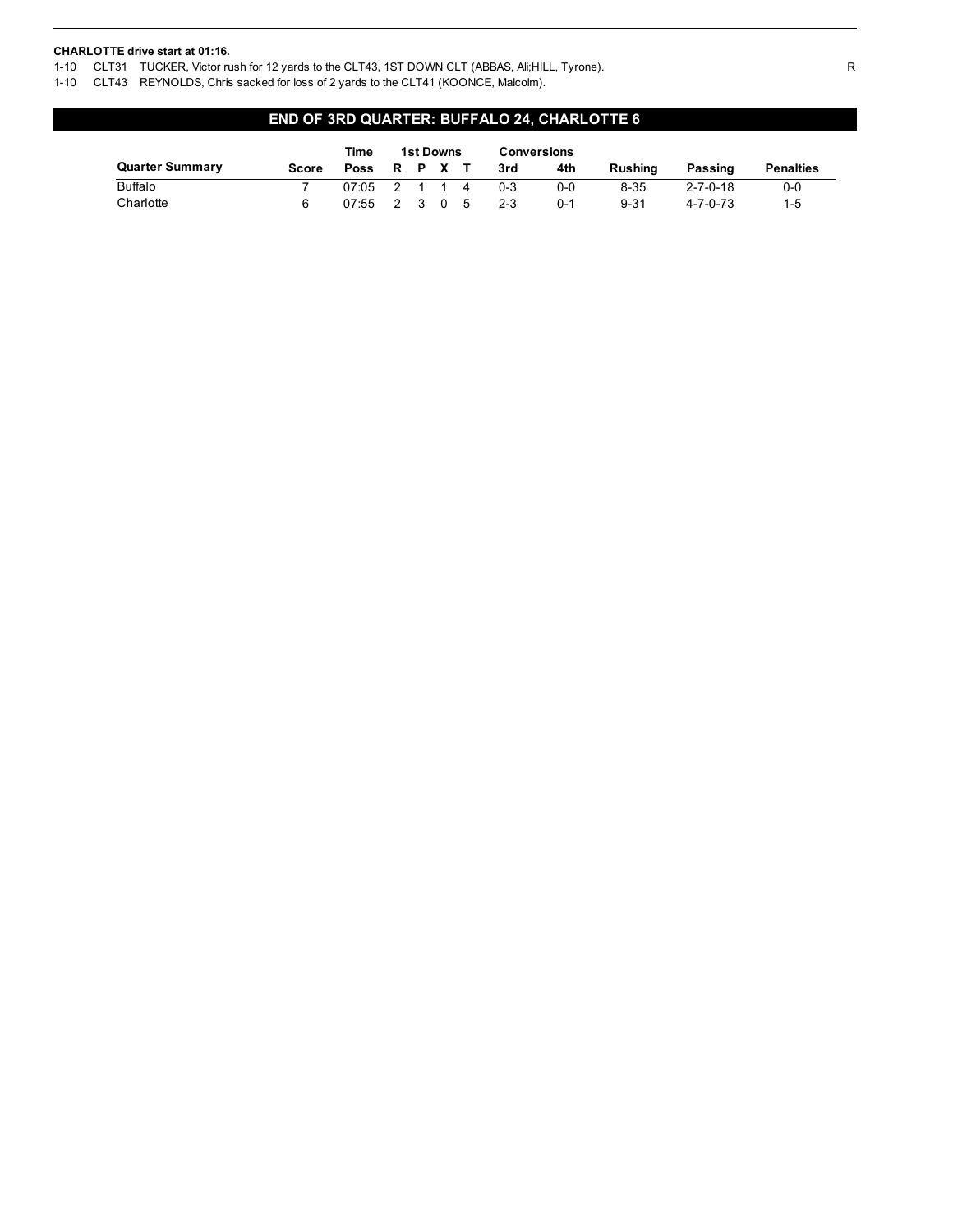**CHARLOTTE drive start at 01:16.**

1-10 CLT31 TUCKER, Victor rush for 12 yards to the CLT43, 1ST DOWN CLT (ABBAS, Ali;HILL, Tyrone). R

1-10 CLT43 REYNOLDS, Chris sacked for loss of 2 yards to the CLT41 (KOONCE, Malcolm).

## END OF 3RD QUARTER: BUFFALO 24, CHARLOTTE 6

| Quarter Summary | Score | Time Poss | 1st Downs R | P | X | T | Conversions 3rd | 4th | Rushing | Passing | Penalties |
|---|---|---|---|---|---|---|---|---|---|---|---|
| Buffalo | 7 | 07:05 | 2 | 1 | 1 | 4 | 0-3 | 0-0 | 8-35 | 2-7-0-18 | 0-0 |
| Charlotte | 6 | 07:55 | 2 | 3 | 0 | 5 | 2-3 | 0-1 | 9-31 | 4-7-0-73 | 1-5 |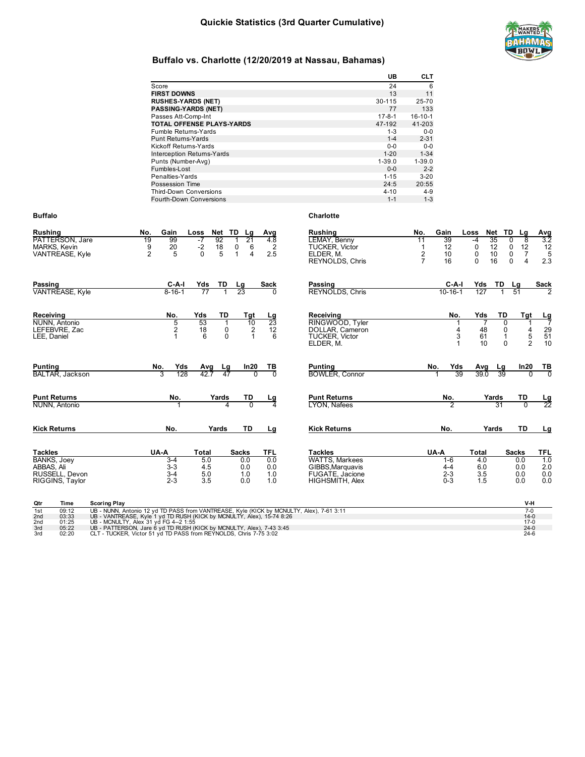# Quickie Statistics (3rd Quarter Cumulative)

## Buffalo vs. Charlotte (12/20/2019 at Nassau, Bahamas)

| | UB | CLT |
|---|---|---|
| Score | 24 | 6 |
| **FIRST DOWNS** | 13 | 11 |
| **RUSHES-YARDS (NET)** | 30-115 | 25-70 |
| **PASSING-YARDS (NET)** | 77 | 133 |
| Passes Att-Comp-Int | 17-8-1 | 16-10-1 |
| **TOTAL OFFENSE PLAYS-YARDS** | 47-192 | 41-203 |
| Fumble Returns-Yards | 1-3 | 0-0 |
| Punt Returns-Yards | 1-4 | 2-31 |
| Kickoff Returns-Yards | 0-0 | 0-0 |
| Interception Returns-Yards | 1-20 | 1-34 |
| Punts (Number-Avg) | 1-39.0 | 1-39.0 |
| Fumbles-Lost | 0-0 | 2-2 |
| Penalties-Yards | 1-15 | 3-20 |
| Possession Time | 24:5 | 20:55 |
| Third-Down Conversions | 4-10 | 4-9 |
| Fourth-Down Conversions | 1-1 | 1-3 |

### Buffalo

| Rushing | No. | Gain | Loss | Net | TD | Lg | Avg |
|---|---|---|---|---|---|---|---|
| PATTERSON, Jare | 19 | 99 | -7 | 92 | 1 | 21 | 4.8 |
| MARKS, Kevin | 9 | 20 | -2 | 18 | 0 | 6 | 2 |
| VANTREASE, Kyle | 2 | 5 | 0 | 5 | 1 | 4 | 2.5 |

| Passing | C-A-I | Yds | TD | Lg | Sack |
|---|---|---|---|---|---|
| VANTREASE, Kyle | 8-16-1 | 77 | 1 | 23 | 0 |

| Receiving | No. | Yds | TD | Tgt | Lg |
|---|---|---|---|---|---|
| NUNN, Antonio | 5 | 53 | 1 | 10 | 23 |
| LEFEBVRE, Zac | 2 | 18 | 0 | 2 | 12 |
| LEE, Daniel | 1 | 6 | 0 | 1 | 6 |

| Punting | No. | Yds | Avg | Lg | In20 | TB |
|---|---|---|---|---|---|---|
| BALTAR, Jackson | 3 | 128 | 42.7 | 47 | 0 | 0 |

| Punt Returns | No. | Yards | TD | Lg |
|---|---|---|---|---|
| NUNN, Antonio | 1 | 4 | 0 | 4 |

| Kick Returns | No. | Yards | TD | Lg |
|---|---|---|---|---|

| Tackles | UA-A | Total | Sacks | TFL |
|---|---|---|---|---|
| BANKS, Joey | 3-4 | 5.0 | 0.0 | 0.0 |
| ABBAS, Ali | 3-3 | 4.5 | 0.0 | 0.0 |
| RUSSELL, Devon | 3-4 | 5.0 | 1.0 | 1.0 |
| RIGGINS, Taylor | 2-3 | 3.5 | 0.0 | 1.0 |

### Charlotte

| Rushing | No. | Gain | Loss | Net | TD | Lg | Avg |
|---|---|---|---|---|---|---|---|
| LEMAY, Benny | 11 | 39 | -4 | 35 | 0 | 8 | 3.2 |
| TUCKER, Victor | 1 | 12 | 0 | 12 | 0 | 12 | 12 |
| ELDER, M. | 2 | 10 | 0 | 10 | 0 | 7 | 5 |
| REYNOLDS, Chris | 7 | 16 | 0 | 16 | 0 | 4 | 2.3 |

| Passing | C-A-I | Yds | TD | Lg | Sack |
|---|---|---|---|---|---|
| REYNOLDS, Chris | 10-16-1 | 127 | 1 | 51 | 2 |

| Receiving | No. | Yds | TD | Tgt | Lg |
|---|---|---|---|---|---|
| RINGWOOD, Tyler | 1 | 7 | 0 | 1 | 7 |
| DOLLAR, Cameron | 4 | 48 | 0 | 4 | 29 |
| TUCKER, Victor | 3 | 61 | 1 | 5 | 51 |
| ELDER, M. | 1 | 10 | 0 | 2 | 10 |

| Punting | No. | Yds | Avg | Lg | In20 | TB |
|---|---|---|---|---|---|---|
| BOWLER, Connor | 1 | 39 | 39.0 | 39 | 0 | 0 |

| Punt Returns | No. | Yards | TD | Lg |
|---|---|---|---|---|
| LYON, Nafees | 2 | 31 | 0 | 22 |

| Kick Returns | No. | Yards | TD | Lg |
|---|---|---|---|---|

| Tackles | UA-A | Total | Sacks | TFL |
|---|---|---|---|---|
| WATTS, Markees | 1-6 | 4.0 | 0.0 | 1.0 |
| GIBBS,Marquavis | 4-4 | 6.0 | 0.0 | 2.0 |
| FUGATE, Jacione | 2-3 | 3.5 | 0.0 | 0.0 |
| HIGHSMITH, Alex | 0-3 | 1.5 | 0.0 | 0.0 |

| Qtr | Time | Scoring Play | V-H |
|---|---|---|---|
| 1st | 09:12 | UB - NUNN, Antonio 12 yd TD PASS from VANTREASE, Kyle (KICK by MCNULTY, Alex), 7-61 3:11 | 7-0 |
| 2nd | 03:33 | UB - VANTREASE, Kyle 1 yd TD RUSH (KICK by MCNULTY, Alex), 15-74 8:26 | 14-0 |
| 2nd | 01:25 | UB - MCNULTY, Alex 31 yd FG 4--2 1:55 | 17-0 |
| 3rd | 05:22 | UB - PATTERSON, Jare 6 yd TD RUSH (KICK by MCNULTY, Alex), 7-43 3:45 | 24-0 |
| 3rd | 02:20 | CLT - TUCKER, Victor 51 yd TD PASS from REYNOLDS, Chris 7-75 3:02 | 24-6 |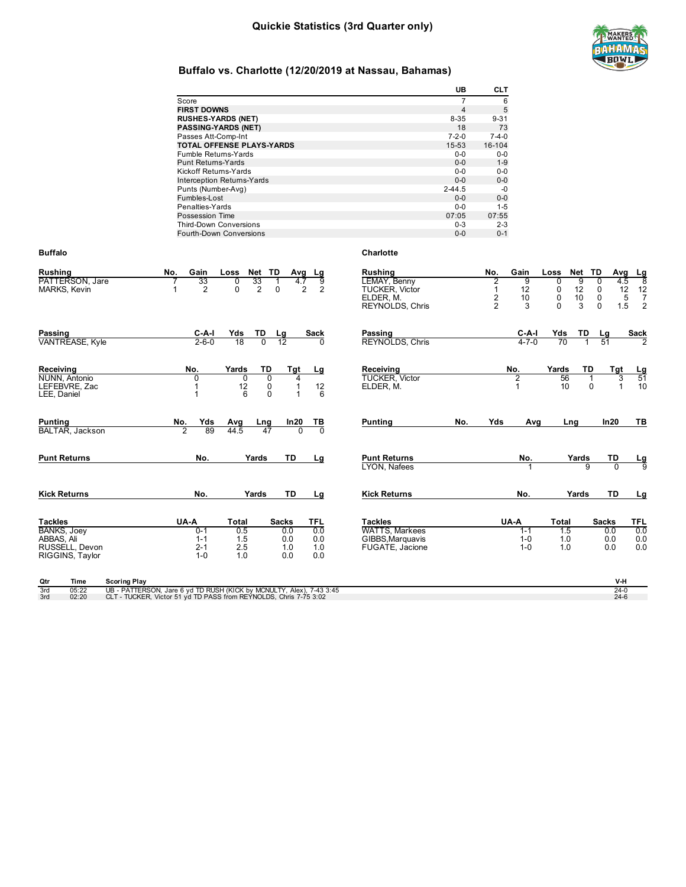# Quickie Statistics (3rd Quarter only)

## Buffalo vs. Charlotte (12/20/2019 at Nassau, Bahamas)

| | UB | CLT |
|---|---|---|
| Score | 7 | 6 |
| **FIRST DOWNS** | 4 | 5 |
| **RUSHES-YARDS (NET)** | 8-35 | 9-31 |
| **PASSING-YARDS (NET)** | 18 | 73 |
| Passes Att-Comp-Int | 7-2-0 | 7-4-0 |
| **TOTAL OFFENSE PLAYS-YARDS** | 15-53 | 16-104 |
| Fumble Returns-Yards | 0-0 | 0-0 |
| Punt Returns-Yards | 0-0 | 1-9 |
| Kickoff Returns-Yards | 0-0 | 0-0 |
| Interception Returns-Yards | 0-0 | 0-0 |
| Punts (Number-Avg) | 2-44.5 | -0 |
| Fumbles-Lost | 0-0 | 0-0 |
| Penalties-Yards | 0-0 | 1-5 |
| Possession Time | 07:05 | 07:55 |
| Third-Down Conversions | 0-3 | 2-3 |
| Fourth-Down Conversions | 0-0 | 0-1 |

### Buffalo

| Rushing | No. | Gain | Loss | Net | TD | Avg | Lg |
|---|---|---|---|---|---|---|---|
| PATTERSON, Jare | 7 | 33 | 0 | 33 | 1 | 4.7 | 9 |
| MARKS, Kevin | 1 | 2 | 0 | 2 | 0 | 2 | 2 |

| Passing | C-A-I | Yds | TD | Lg | Sack |
|---|---|---|---|---|---|
| VANTREASE, Kyle | 2-6-0 | 18 | 0 | 12 | 0 |

| Receiving | No. | Yards | TD | Tgt | Lg |
|---|---|---|---|---|---|
| NUNN, Antonio | 0 | 0 | 0 | 4 | |
| LEFEBVRE, Zac | 1 | 12 | 0 | 1 | 12 |
| LEE, Daniel | 1 | 6 | 0 | 1 | 6 |

| Punting | No. | Yds | Avg | Lng | In20 | TB |
|---|---|---|---|---|---|---|
| BALTAR, Jackson | 2 | 89 | 44.5 | 47 | 0 | 0 |

| Punt Returns | No. | Yards | TD | Lg |
|---|---|---|---|---|

| Kick Returns | No. | Yards | TD | Lg |
|---|---|---|---|---|

| Tackles | UA-A | Total | Sacks | TFL |
|---|---|---|---|---|
| BANKS, Joey | 0-1 | 0.5 | 0.0 | 0.0 |
| ABBAS, Ali | 1-1 | 1.5 | 0.0 | 0.0 |
| RUSSELL, Devon | 2-1 | 2.5 | 1.0 | 1.0 |
| RIGGINS, Taylor | 1-0 | 1.0 | 0.0 | 0.0 |

### Charlotte

| Rushing | No. | Gain | Loss | Net | TD | Avg | Lg |
|---|---|---|---|---|---|---|---|
| LEMAY, Benny | 2 | 9 | 0 | 9 | 0 | 4.5 | 8 |
| TUCKER, Victor | 1 | 12 | 0 | 12 | 0 | 12 | 12 |
| ELDER, M. | 2 | 10 | 0 | 10 | 0 | 5 | 7 |
| REYNOLDS, Chris | 2 | 3 | 0 | 3 | 0 | 1.5 | 2 |

| Passing | C-A-I | Yds | TD | Lg | Sack |
|---|---|---|---|---|---|
| REYNOLDS, Chris | 4-7-0 | 70 | 1 | 51 | 2 |

| Receiving | No. | Yards | TD | Tgt | Lg |
|---|---|---|---|---|---|
| TUCKER, Victor | 2 | 56 | 1 | 3 | 51 |
| ELDER, M. | 1 | 10 | 0 | 1 | 10 |

| Punting | No. | Yds | Avg | Lng | In20 | TB |
|---|---|---|---|---|---|---|

| Punt Returns | No. | Yards | TD | Lg |
|---|---|---|---|---|
| LYON, Nafees | 1 | 9 | 0 | 9 |

| Kick Returns | No. | Yards | TD | Lg |
|---|---|---|---|---|

| Tackles | UA-A | Total | Sacks | TFL |
|---|---|---|---|---|
| WATTS, Markees | 1-1 | 1.5 | 0.0 | 0.0 |
| GIBBS,Marquavis | 1-0 | 1.0 | 0.0 | 0.0 |
| FUGATE, Jacione | 1-0 | 1.0 | 0.0 | 0.0 |

| Qtr | Time | Scoring Play | V-H |
|---|---|---|---|
| 3rd | 05:22 | UB - PATTERSON, Jare 6 yd TD RUSH (KICK by MCNULTY, Alex), 7-43 3:45 | 24-0 |
| 3rd | 02:20 | CLT - TUCKER, Victor 51 yd TD PASS from REYNOLDS, Chris 7-75 3:02 | 24-6 |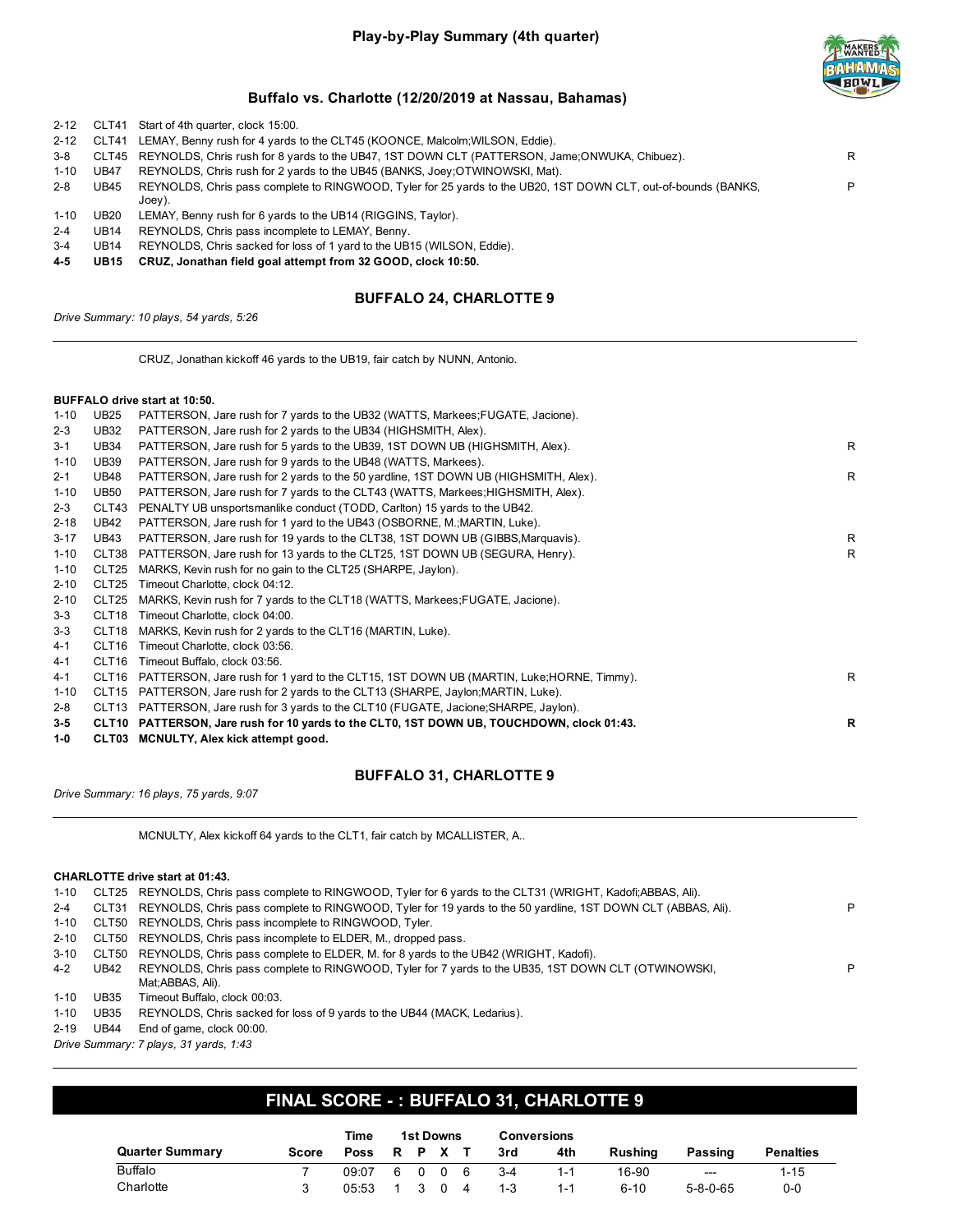# Play-by-Play Summary (4th quarter)

## Buffalo vs. Charlotte (12/20/2019 at Nassau, Bahamas)

| | | | |
|---|---|---|---|
| 2-12 | CLT41 | Start of 4th quarter, clock 15:00. | |
| 2-12 | CLT41 | LEMAY, Benny rush for 4 yards to the CLT45 (KOONCE, Malcolm;WILSON, Eddie). | |
| 3-8 | CLT45 | REYNOLDS, Chris rush for 8 yards to the UB47, 1ST DOWN CLT (PATTERSON, Jame;ONWUKA, Chibuez). | R |
| 1-10 | UB47 | REYNOLDS, Chris rush for 2 yards to the UB45 (BANKS, Joey;OTWINOWSKI, Mat). | |
| 2-8 | UB45 | REYNOLDS, Chris pass complete to RINGWOOD, Tyler for 25 yards to the UB20, 1ST DOWN CLT, out-of-bounds (BANKS, Joey). | P |
| 1-10 | UB20 | LEMAY, Benny rush for 6 yards to the UB14 (RIGGINS, Taylor). | |
| 2-4 | UB14 | REYNOLDS, Chris pass incomplete to LEMAY, Benny. | |
| 3-4 | UB14 | REYNOLDS, Chris sacked for loss of 1 yard to the UB15 (WILSON, Eddie). | |
| **4-5** | **UB15** | **CRUZ, Jonathan field goal attempt from 32 GOOD, clock 10:50.** | |

### BUFFALO 24, CHARLOTTE 9

*Drive Summary: 10 plays, 54 yards, 5:26*

CRUZ, Jonathan kickoff 46 yards to the UB19, fair catch by NUNN, Antonio.

**BUFFALO drive start at 10:50.**

| | | | |
|---|---|---|---|
| 1-10 | UB25 | PATTERSON, Jare rush for 7 yards to the UB32 (WATTS, Markees;FUGATE, Jacione). | |
| 2-3 | UB32 | PATTERSON, Jare rush for 2 yards to the UB34 (HIGHSMITH, Alex). | |
| 3-1 | UB34 | PATTERSON, Jare rush for 5 yards to the UB39, 1ST DOWN UB (HIGHSMITH, Alex). | R |
| 1-10 | UB39 | PATTERSON, Jare rush for 9 yards to the UB48 (WATTS, Markees). | |
| 2-1 | UB48 | PATTERSON, Jare rush for 2 yards to the 50 yardline, 1ST DOWN UB (HIGHSMITH, Alex). | R |
| 1-10 | UB50 | PATTERSON, Jare rush for 7 yards to the CLT43 (WATTS, Markees;HIGHSMITH, Alex). | |
| 2-3 | CLT43 | PENALTY UB unsportsmanlike conduct (TODD, Carlton) 15 yards to the UB42. | |
| 2-18 | UB42 | PATTERSON, Jare rush for 1 yard to the UB43 (OSBORNE, M.;MARTIN, Luke). | |
| 3-17 | UB43 | PATTERSON, Jare rush for 19 yards to the CLT38, 1ST DOWN UB (GIBBS,Marquavis). | R |
| 1-10 | CLT38 | PATTERSON, Jare rush for 13 yards to the CLT25, 1ST DOWN UB (SEGURA, Henry). | R |
| 1-10 | CLT25 | MARKS, Kevin rush for no gain to the CLT25 (SHARPE, Jaylon). | |
| 2-10 | CLT25 | Timeout Charlotte, clock 04:12. | |
| 2-10 | CLT25 | MARKS, Kevin rush for 7 yards to the CLT18 (WATTS, Markees;FUGATE, Jacione). | |
| 3-3 | CLT18 | Timeout Charlotte, clock 04:00. | |
| 3-3 | CLT18 | MARKS, Kevin rush for 2 yards to the CLT16 (MARTIN, Luke). | |
| 4-1 | CLT16 | Timeout Charlotte, clock 03:56. | |
| 4-1 | CLT16 | Timeout Buffalo, clock 03:56. | |
| 4-1 | CLT16 | PATTERSON, Jare rush for 1 yard to the CLT15, 1ST DOWN UB (MARTIN, Luke;HORNE, Timmy). | R |
| 1-10 | CLT15 | PATTERSON, Jare rush for 2 yards to the CLT13 (SHARPE, Jaylon;MARTIN, Luke). | |
| 2-8 | CLT13 | PATTERSON, Jare rush for 3 yards to the CLT10 (FUGATE, Jacione;SHARPE, Jaylon). | |
| **3-5** | **CLT10** | **PATTERSON, Jare rush for 10 yards to the CLT0, 1ST DOWN UB, TOUCHDOWN, clock 01:43.** | **R** |
| **1-0** | **CLT03** | **MCNULTY, Alex kick attempt good.** | |

### BUFFALO 31, CHARLOTTE 9

*Drive Summary: 16 plays, 75 yards, 9:07*

MCNULTY, Alex kickoff 64 yards to the CLT1, fair catch by MCALLISTER, A..

**CHARLOTTE drive start at 01:43.**

| | | | |
|---|---|---|---|
| 1-10 | CLT25 | REYNOLDS, Chris pass complete to RINGWOOD, Tyler for 6 yards to the CLT31 (WRIGHT, Kadofi;ABBAS, Ali). | |
| 2-4 | CLT31 | REYNOLDS, Chris pass complete to RINGWOOD, Tyler for 19 yards to the 50 yardline, 1ST DOWN CLT (ABBAS, Ali). | P |
| 1-10 | CLT50 | REYNOLDS, Chris pass incomplete to RINGWOOD, Tyler. | |
| 2-10 | CLT50 | REYNOLDS, Chris pass incomplete to ELDER, M., dropped pass. | |
| 3-10 | CLT50 | REYNOLDS, Chris pass complete to ELDER, M. for 8 yards to the UB42 (WRIGHT, Kadofi). | |
| 4-2 | UB42 | REYNOLDS, Chris pass complete to RINGWOOD, Tyler for 7 yards to the UB35, 1ST DOWN CLT (OTWINOWSKI, Mat;ABBAS, Ali). | P |
| 1-10 | UB35 | Timeout Buffalo, clock 00:03. | |
| 1-10 | UB35 | REYNOLDS, Chris sacked for loss of 9 yards to the UB44 (MACK, Ledarius). | |
| 2-19 | UB44 | End of game, clock 00:00. | |

*Drive Summary: 7 plays, 31 yards, 1:43*

## FINAL SCORE - : BUFFALO 31, CHARLOTTE 9

| Quarter Summary | Score | Time Poss | 1st Downs R | P | X | T | Conversions 3rd | 4th | Rushing | Passing | Penalties |
|---|---|---|---|---|---|---|---|---|---|---|---|
| Buffalo | 7 | 09:07 | 6 | 0 | 0 | 6 | 3-4 | 1-1 | 16-90 | --- | 1-15 |
| Charlotte | 3 | 05:53 | 1 | 3 | 0 | 4 | 1-3 | 1-1 | 6-10 | 5-8-0-65 | 0-0 |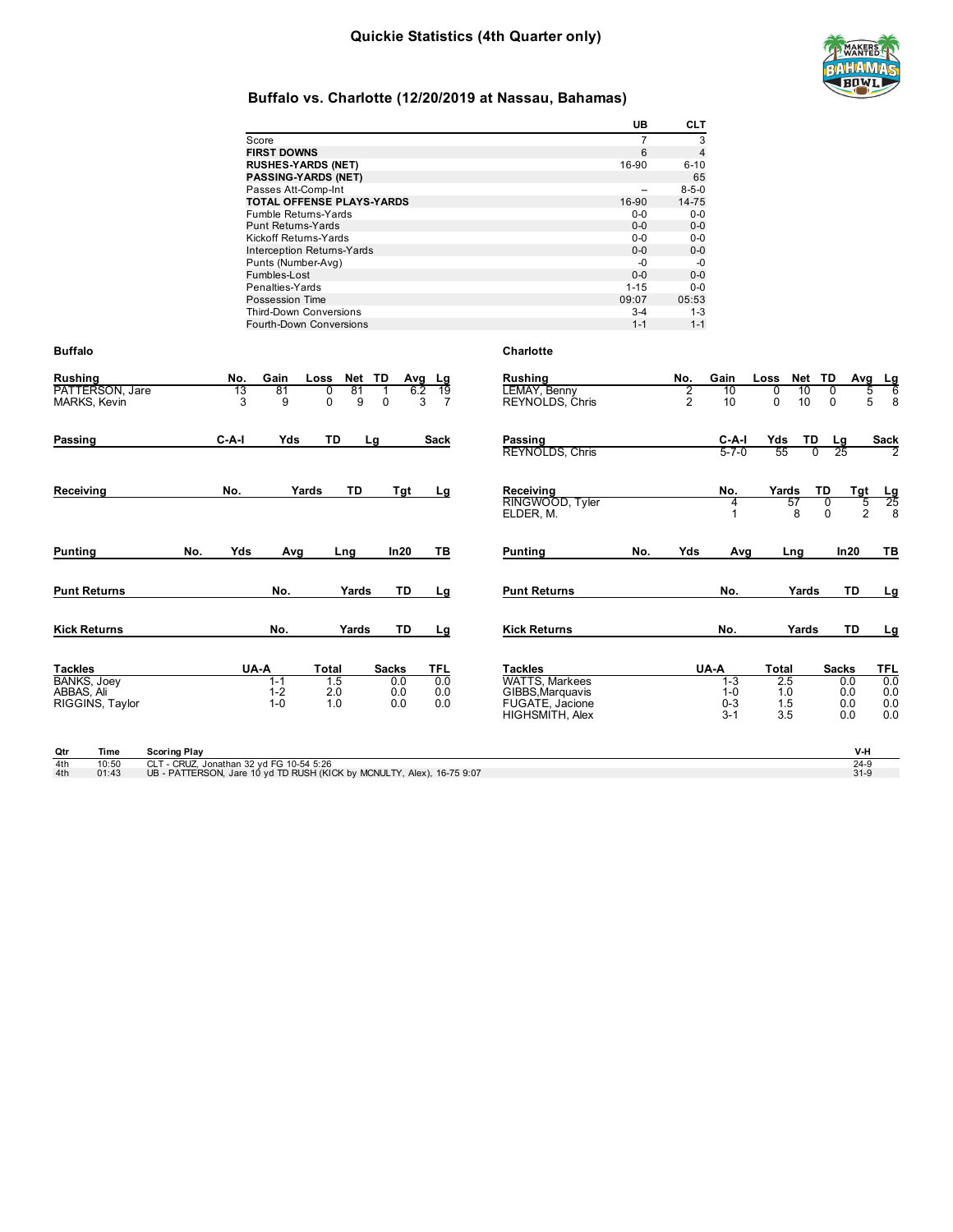## Quickie Statistics (4th Quarter only)

### Buffalo vs. Charlotte (12/20/2019 at Nassau, Bahamas)

| | UB | CLT |
|---|---|---|
| Score | 7 | 3 |
| **FIRST DOWNS** | 6 | 4 |
| **RUSHES-YARDS (NET)** | 16-90 | 6-10 |
| **PASSING-YARDS (NET)** | | 65 |
| Passes Att-Comp-Int | -- | 8-5-0 |
| **TOTAL OFFENSE PLAYS-YARDS** | 16-90 | 14-75 |
| Fumble Returns-Yards | 0-0 | 0-0 |
| Punt Returns-Yards | 0-0 | 0-0 |
| Kickoff Returns-Yards | 0-0 | 0-0 |
| Interception Returns-Yards | 0-0 | 0-0 |
| Punts (Number-Avg) | -0 | -0 |
| Fumbles-Lost | 0-0 | 0-0 |
| Penalties-Yards | 1-15 | 0-0 |
| Possession Time | 09:07 | 05:53 |
| Third-Down Conversions | 3-4 | 1-3 |
| Fourth-Down Conversions | 1-1 | 1-1 |

### Buffalo

| Rushing | No. | Gain | Loss | Net | TD | Avg | Lg |
|---|---|---|---|---|---|---|---|
| PATTERSON, Jare | 13 | 81 | 0 | 81 | 1 | 6.2 | 19 |
| MARKS, Kevin | 3 | 9 | 0 | 9 | 0 | 3 | 7 |

| Passing | C-A-I | Yds | TD | Lg | Sack |
|---|---|---|---|---|---|

| Receiving | No. | Yards | TD | Tgt | Lg |
|---|---|---|---|---|---|

| Punting | No. | Yds | Avg | Lng | In20 | TB |
|---|---|---|---|---|---|---|

| Punt Returns | No. | Yards | TD | Lg |
|---|---|---|---|---|

| Kick Returns | No. | Yards | TD | Lg |
|---|---|---|---|---|

| Tackles | UA-A | Total | Sacks | TFL |
|---|---|---|---|---|
| BANKS, Joey | 1-1 | 1.5 | 0.0 | 0.0 |
| ABBAS, Ali | 1-2 | 2.0 | 0.0 | 0.0 |
| RIGGINS, Taylor | 1-0 | 1.0 | 0.0 | 0.0 |

### Charlotte

| Rushing | No. | Gain | Loss | Net | TD | Avg | Lg |
|---|---|---|---|---|---|---|---|
| LEMAY, Benny | 2 | 10 | 0 | 10 | 0 | 5 | 6 |
| REYNOLDS, Chris | 2 | 10 | 0 | 10 | 0 | 5 | 8 |

| Passing | C-A-I | Yds | TD | Lg | Sack |
|---|---|---|---|---|---|
| REYNOLDS, Chris | 5-7-0 | 55 | 0 | 25 | 2 |

| Receiving | No. | Yards | TD | Tgt | Lg |
|---|---|---|---|---|---|
| RINGWOOD, Tyler | 4 | 57 | 0 | 5 | 25 |
| ELDER, M. | 1 | 8 | 0 | 2 | 8 |

| Punting | No. | Yds | Avg | Lng | In20 | TB |
|---|---|---|---|---|---|---|

| Punt Returns | No. | Yards | TD | Lg |
|---|---|---|---|---|

| Kick Returns | No. | Yards | TD | Lg |
|---|---|---|---|---|

| Tackles | UA-A | Total | Sacks | TFL |
|---|---|---|---|---|
| WATTS, Markees | 1-3 | 2.5 | 0.0 | 0.0 |
| GIBBS,Marquavis | 1-0 | 1.0 | 0.0 | 0.0 |
| FUGATE, Jacione | 0-3 | 1.5 | 0.0 | 0.0 |
| HIGHSMITH, Alex | 3-1 | 3.5 | 0.0 | 0.0 |

| Qtr | Time | Scoring Play | V-H |
|---|---|---|---|
| 4th | 10:50 | CLT - CRUZ, Jonathan 32 yd FG 10-54 5:26 | 24-9 |
| 4th | 01:43 | UB - PATTERSON, Jare 10 yd TD RUSH (KICK by MCNULTY, Alex), 16-75 9:07 | 31-9 |